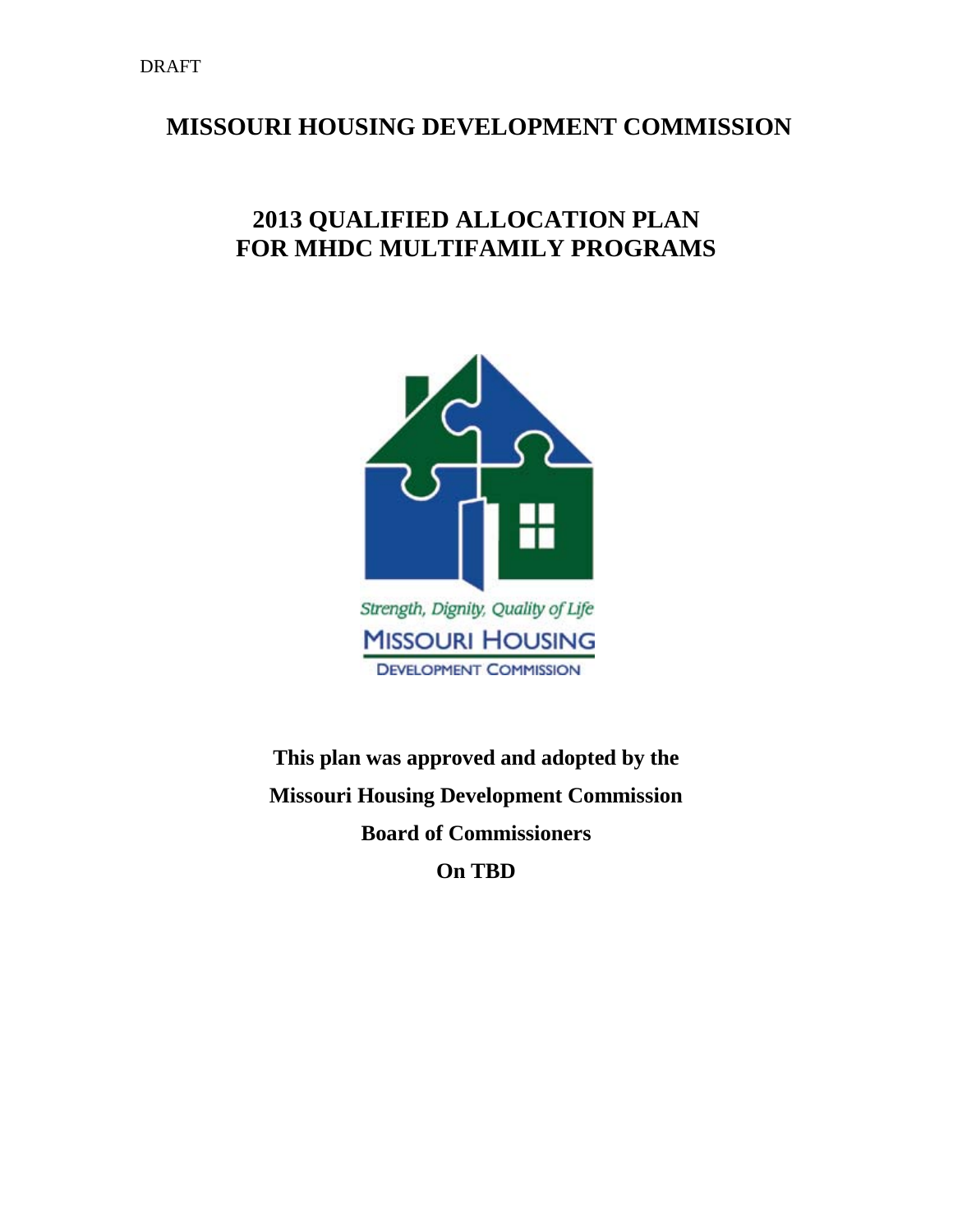DRAFT

# MISSOURI HOUSING DEVELOPMENT COMMISSION

## 2013 QUALIFIED ALLOCATION PLAN FOR MHDC MULTIFAMILY PROGRAMS

*Strength, Dignity, Quality of Life*

MISSOURI HOUSING DEVELOPMENT COMMISSION

**This plan was approved and adopted by the Missouri Housing Development Commission Board of Commissioners On TBD**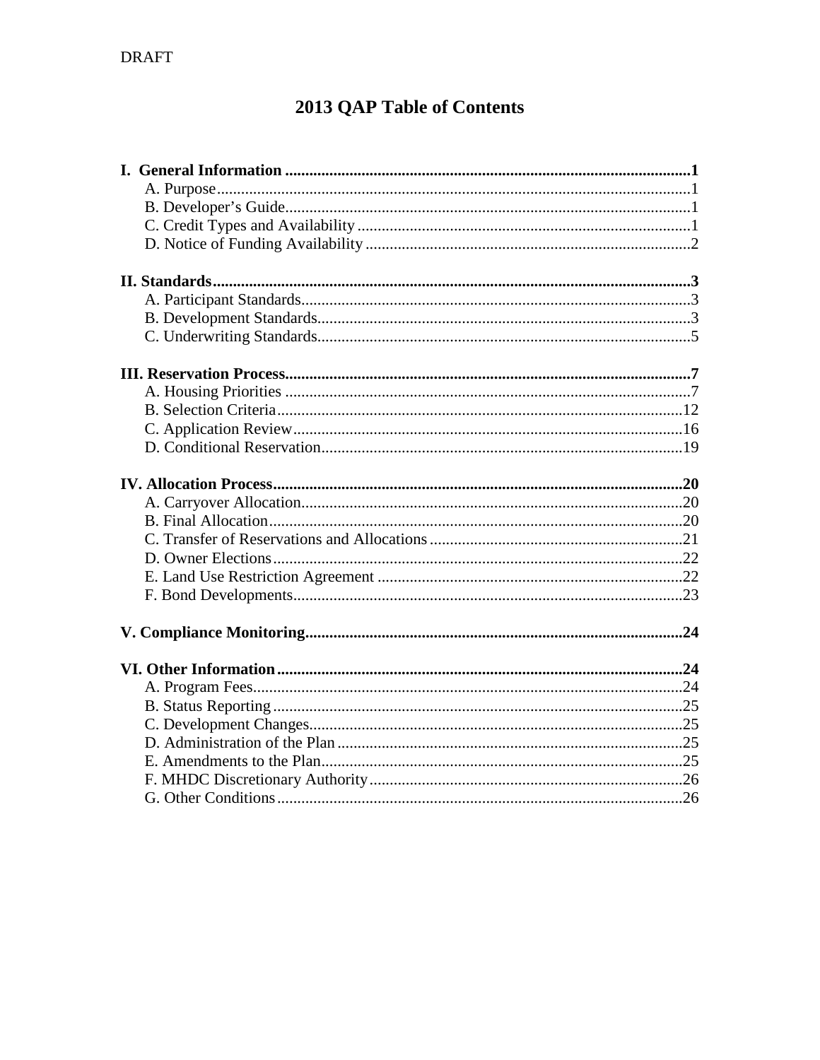DRAFT

# 2013 QAP Table of Contents

**I. General Information ....................................................................................................1**

- A. Purpose....................................................................................................................1
- B. Developer's Guide....................................................................................................1
- C. Credit Types and Availability..................................................................................1
- D. Notice of Funding Availability................................................................................2

**II. Standards......................................................................................................................3**

- A. Participant Standards................................................................................................3
- B. Development Standards............................................................................................3
- C. Underwriting Standards............................................................................................5

**III. Reservation Process....................................................................................................7**

- A. Housing Priorities ....................................................................................................7
- B. Selection Criteria.....................................................................................................12
- C. Application Review.................................................................................................16
- D. Conditional Reservation..........................................................................................19

**IV. Allocation Process.....................................................................................................20**

- A. Carryover Allocation..............................................................................................20
- B. Final Allocation.......................................................................................................20
- C. Transfer of Reservations and Allocations...............................................................21
- D. Owner Elections......................................................................................................22
- E. Land Use Restriction Agreement ............................................................................22
- F. Bond Developments.................................................................................................23

**V. Compliance Monitoring.............................................................................................24**

**VI. Other Information.....................................................................................................24**

- A. Program Fees...........................................................................................................24
- B. Status Reporting......................................................................................................25
- C. Development Changes.............................................................................................25
- D. Administration of the Plan.......................................................................................25
- E. Amendments to the Plan..........................................................................................25
- F. MHDC Discretionary Authority..............................................................................26
- G. Other Conditions.....................................................................................................26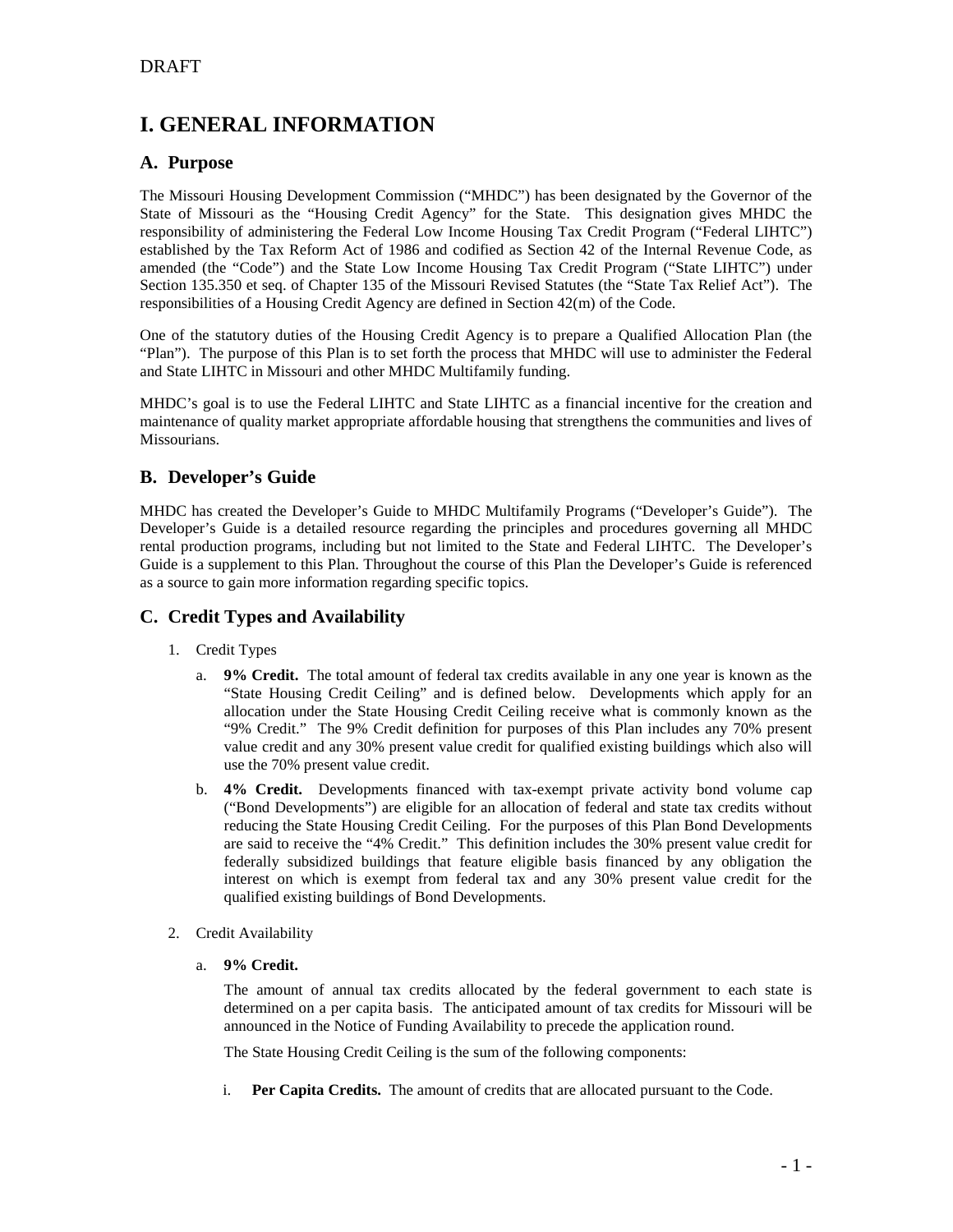DRAFT

# I. GENERAL INFORMATION

## A. Purpose

The Missouri Housing Development Commission ("MHDC") has been designated by the Governor of the State of Missouri as the "Housing Credit Agency" for the State. This designation gives MHDC the responsibility of administering the Federal Low Income Housing Tax Credit Program ("Federal LIHTC") established by the Tax Reform Act of 1986 and codified as Section 42 of the Internal Revenue Code, as amended (the "Code") and the State Low Income Housing Tax Credit Program ("State LIHTC") under Section 135.350 et seq. of Chapter 135 of the Missouri Revised Statutes (the "State Tax Relief Act"). The responsibilities of a Housing Credit Agency are defined in Section 42(m) of the Code.

One of the statutory duties of the Housing Credit Agency is to prepare a Qualified Allocation Plan (the "Plan"). The purpose of this Plan is to set forth the process that MHDC will use to administer the Federal and State LIHTC in Missouri and other MHDC Multifamily funding.

MHDC's goal is to use the Federal LIHTC and State LIHTC as a financial incentive for the creation and maintenance of quality market appropriate affordable housing that strengthens the communities and lives of Missourians.

## B. Developer's Guide

MHDC has created the Developer's Guide to MHDC Multifamily Programs ("Developer's Guide"). The Developer's Guide is a detailed resource regarding the principles and procedures governing all MHDC rental production programs, including but not limited to the State and Federal LIHTC. The Developer's Guide is a supplement to this Plan. Throughout the course of this Plan the Developer's Guide is referenced as a source to gain more information regarding specific topics.

## C. Credit Types and Availability

1. Credit Types

   a. **9% Credit.** The total amount of federal tax credits available in any one year is known as the "State Housing Credit Ceiling" and is defined below. Developments which apply for an allocation under the State Housing Credit Ceiling receive what is commonly known as the "9% Credit." The 9% Credit definition for purposes of this Plan includes any 70% present value credit and any 30% present value credit for qualified existing buildings which also will use the 70% present value credit.

   b. **4% Credit.** Developments financed with tax-exempt private activity bond volume cap ("Bond Developments") are eligible for an allocation of federal and state tax credits without reducing the State Housing Credit Ceiling. For the purposes of this Plan Bond Developments are said to receive the "4% Credit." This definition includes the 30% present value credit for federally subsidized buildings that feature eligible basis financed by any obligation the interest on which is exempt from federal tax and any 30% present value credit for the qualified existing buildings of Bond Developments.

2. Credit Availability

   a. **9% Credit.**

      The amount of annual tax credits allocated by the federal government to each state is determined on a per capita basis. The anticipated amount of tax credits for Missouri will be announced in the Notice of Funding Availability to precede the application round.

      The State Housing Credit Ceiling is the sum of the following components:

      i. **Per Capita Credits.** The amount of credits that are allocated pursuant to the Code.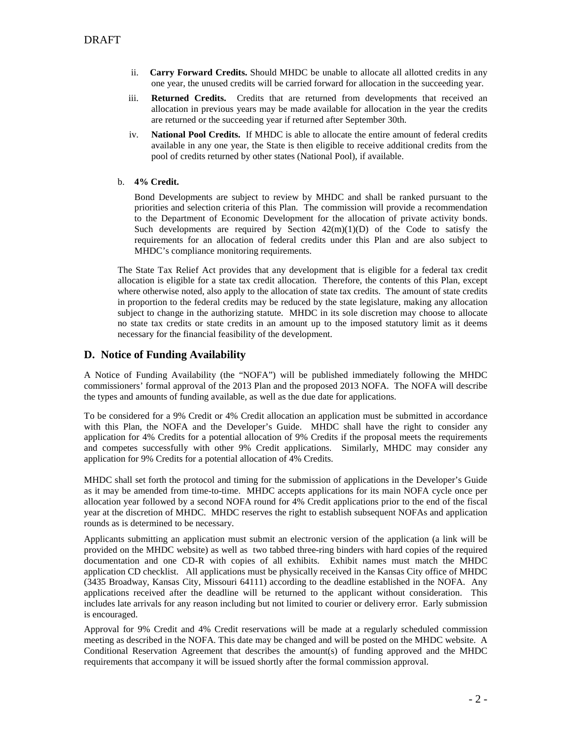DRAFT

ii. **Carry Forward Credits.** Should MHDC be unable to allocate all allotted credits in any one year, the unused credits will be carried forward for allocation in the succeeding year.

iii. **Returned Credits.** Credits that are returned from developments that received an allocation in previous years may be made available for allocation in the year the credits are returned or the succeeding year if returned after September 30th.

iv. **National Pool Credits.** If MHDC is able to allocate the entire amount of federal credits available in any one year, the State is then eligible to receive additional credits from the pool of credits returned by other states (National Pool), if available.

b. **4% Credit.**

Bond Developments are subject to review by MHDC and shall be ranked pursuant to the priorities and selection criteria of this Plan. The commission will provide a recommendation to the Department of Economic Development for the allocation of private activity bonds. Such developments are required by Section 42(m)(1)(D) of the Code to satisfy the requirements for an allocation of federal credits under this Plan and are also subject to MHDC's compliance monitoring requirements.

The State Tax Relief Act provides that any development that is eligible for a federal tax credit allocation is eligible for a state tax credit allocation. Therefore, the contents of this Plan, except where otherwise noted, also apply to the allocation of state tax credits. The amount of state credits in proportion to the federal credits may be reduced by the state legislature, making any allocation subject to change in the authorizing statute. MHDC in its sole discretion may choose to allocate no state tax credits or state credits in an amount up to the imposed statutory limit as it deems necessary for the financial feasibility of the development.

## D. Notice of Funding Availability

A Notice of Funding Availability (the "NOFA") will be published immediately following the MHDC commissioners' formal approval of the 2013 Plan and the proposed 2013 NOFA. The NOFA will describe the types and amounts of funding available, as well as the due date for applications.

To be considered for a 9% Credit or 4% Credit allocation an application must be submitted in accordance with this Plan, the NOFA and the Developer's Guide. MHDC shall have the right to consider any application for 4% Credits for a potential allocation of 9% Credits if the proposal meets the requirements and competes successfully with other 9% Credit applications. Similarly, MHDC may consider any application for 9% Credits for a potential allocation of 4% Credits.

MHDC shall set forth the protocol and timing for the submission of applications in the Developer's Guide as it may be amended from time-to-time. MHDC accepts applications for its main NOFA cycle once per allocation year followed by a second NOFA round for 4% Credit applications prior to the end of the fiscal year at the discretion of MHDC. MHDC reserves the right to establish subsequent NOFAs and application rounds as is determined to be necessary.

Applicants submitting an application must submit an electronic version of the application (a link will be provided on the MHDC website) as well as two tabbed three-ring binders with hard copies of the required documentation and one CD-R with copies of all exhibits. Exhibit names must match the MHDC application CD checklist. All applications must be physically received in the Kansas City office of MHDC (3435 Broadway, Kansas City, Missouri 64111) according to the deadline established in the NOFA. Any applications received after the deadline will be returned to the applicant without consideration. This includes late arrivals for any reason including but not limited to courier or delivery error. Early submission is encouraged.

Approval for 9% Credit and 4% Credit reservations will be made at a regularly scheduled commission meeting as described in the NOFA. This date may be changed and will be posted on the MHDC website. A Conditional Reservation Agreement that describes the amount(s) of funding approved and the MHDC requirements that accompany it will be issued shortly after the formal commission approval.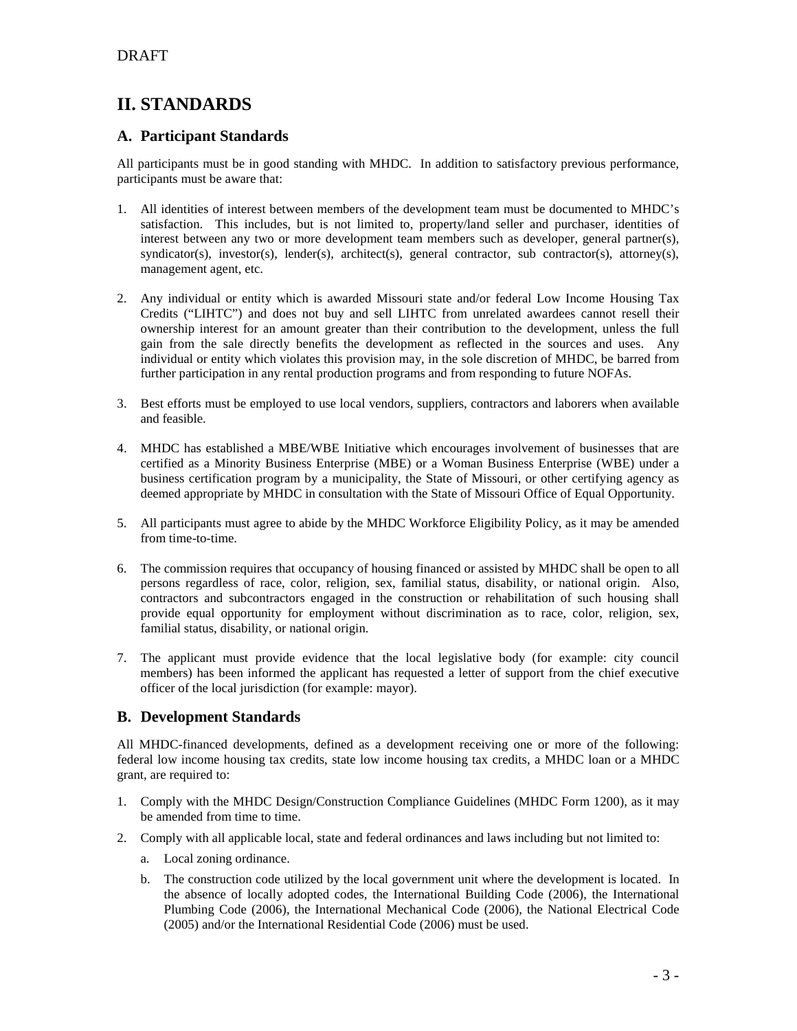DRAFT

# II. STANDARDS

## A. Participant Standards

All participants must be in good standing with MHDC. In addition to satisfactory previous performance, participants must be aware that:

1. All identities of interest between members of the development team must be documented to MHDC's satisfaction. This includes, but is not limited to, property/land seller and purchaser, identities of interest between any two or more development team members such as developer, general partner(s), syndicator(s), investor(s), lender(s), architect(s), general contractor, sub contractor(s), attorney(s), management agent, etc.

2. Any individual or entity which is awarded Missouri state and/or federal Low Income Housing Tax Credits ("LIHTC") and does not buy and sell LIHTC from unrelated awardees cannot resell their ownership interest for an amount greater than their contribution to the development, unless the full gain from the sale directly benefits the development as reflected in the sources and uses. Any individual or entity which violates this provision may, in the sole discretion of MHDC, be barred from further participation in any rental production programs and from responding to future NOFAs.

3. Best efforts must be employed to use local vendors, suppliers, contractors and laborers when available and feasible.

4. MHDC has established a MBE/WBE Initiative which encourages involvement of businesses that are certified as a Minority Business Enterprise (MBE) or a Woman Business Enterprise (WBE) under a business certification program by a municipality, the State of Missouri, or other certifying agency as deemed appropriate by MHDC in consultation with the State of Missouri Office of Equal Opportunity.

5. All participants must agree to abide by the MHDC Workforce Eligibility Policy, as it may be amended from time-to-time.

6. The commission requires that occupancy of housing financed or assisted by MHDC shall be open to all persons regardless of race, color, religion, sex, familial status, disability, or national origin. Also, contractors and subcontractors engaged in the construction or rehabilitation of such housing shall provide equal opportunity for employment without discrimination as to race, color, religion, sex, familial status, disability, or national origin.

7. The applicant must provide evidence that the local legislative body (for example: city council members) has been informed the applicant has requested a letter of support from the chief executive officer of the local jurisdiction (for example: mayor).

## B. Development Standards

All MHDC-financed developments, defined as a development receiving one or more of the following: federal low income housing tax credits, state low income housing tax credits, a MHDC loan or a MHDC grant, are required to:

1. Comply with the MHDC Design/Construction Compliance Guidelines (MHDC Form 1200), as it may be amended from time to time.
2. Comply with all applicable local, state and federal ordinances and laws including but not limited to:
   a. Local zoning ordinance.
   b. The construction code utilized by the local government unit where the development is located. In the absence of locally adopted codes, the International Building Code (2006), the International Plumbing Code (2006), the International Mechanical Code (2006), the National Electrical Code (2005) and/or the International Residential Code (2006) must be used.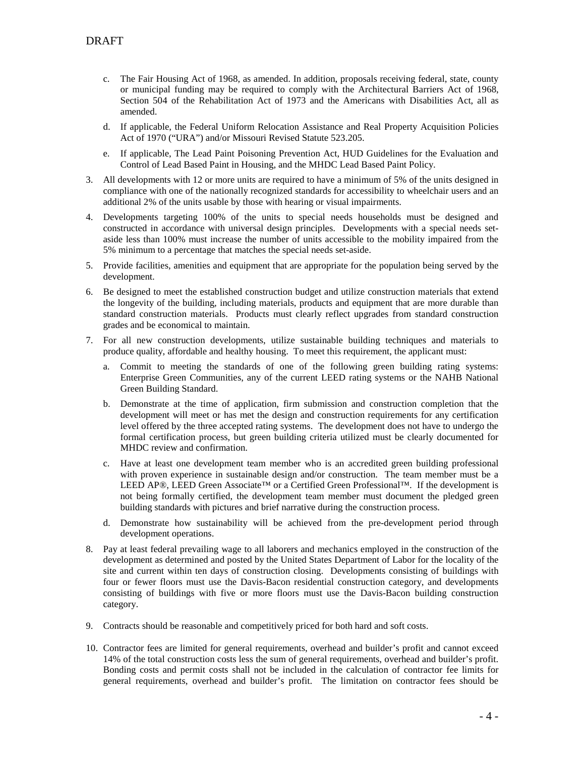c. The Fair Housing Act of 1968, as amended. In addition, proposals receiving federal, state, county or municipal funding may be required to comply with the Architectural Barriers Act of 1968, Section 504 of the Rehabilitation Act of 1973 and the Americans with Disabilities Act, all as amended.

d. If applicable, the Federal Uniform Relocation Assistance and Real Property Acquisition Policies Act of 1970 ("URA") and/or Missouri Revised Statute 523.205.

e. If applicable, The Lead Paint Poisoning Prevention Act, HUD Guidelines for the Evaluation and Control of Lead Based Paint in Housing, and the MHDC Lead Based Paint Policy.

3. All developments with 12 or more units are required to have a minimum of 5% of the units designed in compliance with one of the nationally recognized standards for accessibility to wheelchair users and an additional 2% of the units usable by those with hearing or visual impairments.

4. Developments targeting 100% of the units to special needs households must be designed and constructed in accordance with universal design principles. Developments with a special needs set-aside less than 100% must increase the number of units accessible to the mobility impaired from the 5% minimum to a percentage that matches the special needs set-aside.

5. Provide facilities, amenities and equipment that are appropriate for the population being served by the development.

6. Be designed to meet the established construction budget and utilize construction materials that extend the longevity of the building, including materials, products and equipment that are more durable than standard construction materials. Products must clearly reflect upgrades from standard construction grades and be economical to maintain.

7. For all new construction developments, utilize sustainable building techniques and materials to produce quality, affordable and healthy housing. To meet this requirement, the applicant must:

   a. Commit to meeting the standards of one of the following green building rating systems: Enterprise Green Communities, any of the current LEED rating systems or the NAHB National Green Building Standard.

   b. Demonstrate at the time of application, firm submission and construction completion that the development will meet or has met the design and construction requirements for any certification level offered by the three accepted rating systems. The development does not have to undergo the formal certification process, but green building criteria utilized must be clearly documented for MHDC review and confirmation.

   c. Have at least one development team member who is an accredited green building professional with proven experience in sustainable design and/or construction. The team member must be a LEED AP®, LEED Green Associate™ or a Certified Green Professional™. If the development is not being formally certified, the development team member must document the pledged green building standards with pictures and brief narrative during the construction process.

   d. Demonstrate how sustainability will be achieved from the pre-development period through development operations.

8. Pay at least federal prevailing wage to all laborers and mechanics employed in the construction of the development as determined and posted by the United States Department of Labor for the locality of the site and current within ten days of construction closing. Developments consisting of buildings with four or fewer floors must use the Davis-Bacon residential construction category, and developments consisting of buildings with five or more floors must use the Davis-Bacon building construction category.

9. Contracts should be reasonable and competitively priced for both hard and soft costs.

10. Contractor fees are limited for general requirements, overhead and builder's profit and cannot exceed 14% of the total construction costs less the sum of general requirements, overhead and builder's profit. Bonding costs and permit costs shall not be included in the calculation of contractor fee limits for general requirements, overhead and builder's profit. The limitation on contractor fees should be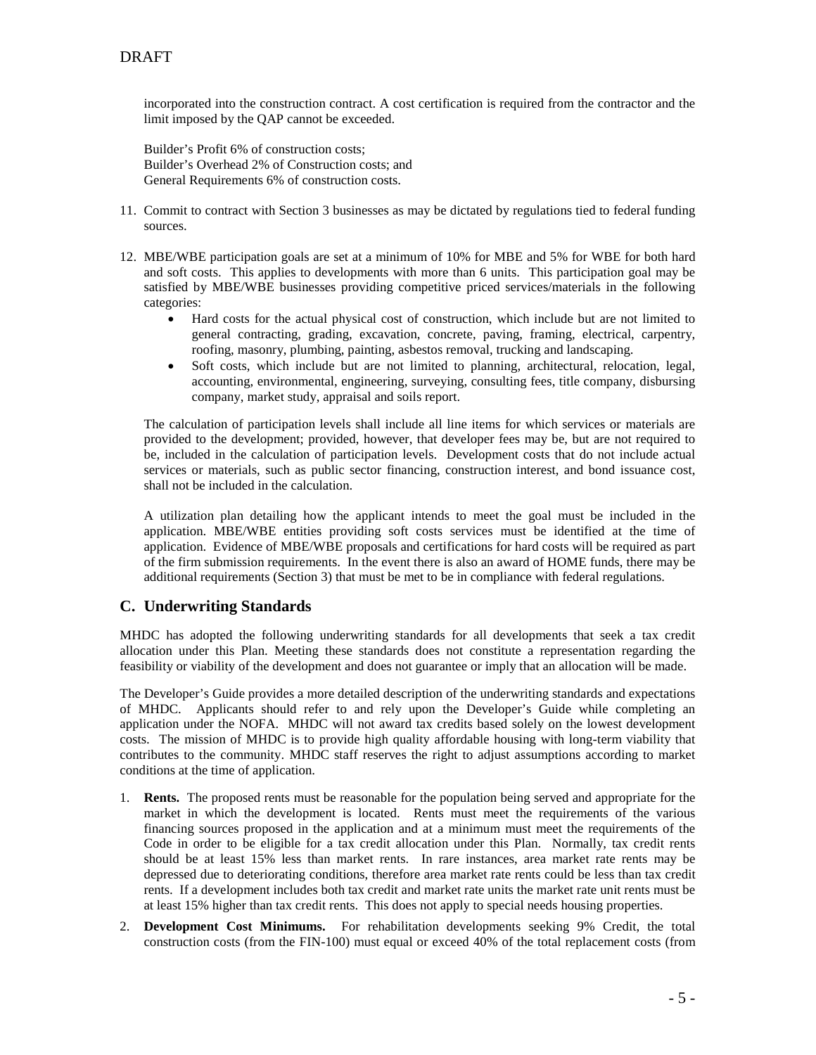incorporated into the construction contract. A cost certification is required from the contractor and the limit imposed by the QAP cannot be exceeded.

Builder's Profit 6% of construction costs;
Builder's Overhead 2% of Construction costs; and
General Requirements 6% of construction costs.

11. Commit to contract with Section 3 businesses as may be dictated by regulations tied to federal funding sources.

12. MBE/WBE participation goals are set at a minimum of 10% for MBE and 5% for WBE for both hard and soft costs. This applies to developments with more than 6 units. This participation goal may be satisfied by MBE/WBE businesses providing competitive priced services/materials in the following categories:
    - Hard costs for the actual physical cost of construction, which include but are not limited to general contracting, grading, excavation, concrete, paving, framing, electrical, carpentry, roofing, masonry, plumbing, painting, asbestos removal, trucking and landscaping.
    - Soft costs, which include but are not limited to planning, architectural, relocation, legal, accounting, environmental, engineering, surveying, consulting fees, title company, disbursing company, market study, appraisal and soils report.

    The calculation of participation levels shall include all line items for which services or materials are provided to the development; provided, however, that developer fees may be, but are not required to be, included in the calculation of participation levels. Development costs that do not include actual services or materials, such as public sector financing, construction interest, and bond issuance cost, shall not be included in the calculation.

    A utilization plan detailing how the applicant intends to meet the goal must be included in the application. MBE/WBE entities providing soft costs services must be identified at the time of application. Evidence of MBE/WBE proposals and certifications for hard costs will be required as part of the firm submission requirements. In the event there is also an award of HOME funds, there may be additional requirements (Section 3) that must be met to be in compliance with federal regulations.

## C. Underwriting Standards

MHDC has adopted the following underwriting standards for all developments that seek a tax credit allocation under this Plan. Meeting these standards does not constitute a representation regarding the feasibility or viability of the development and does not guarantee or imply that an allocation will be made.

The Developer's Guide provides a more detailed description of the underwriting standards and expectations of MHDC. Applicants should refer to and rely upon the Developer's Guide while completing an application under the NOFA. MHDC will not award tax credits based solely on the lowest development costs. The mission of MHDC is to provide high quality affordable housing with long-term viability that contributes to the community. MHDC staff reserves the right to adjust assumptions according to market conditions at the time of application.

1. **Rents.** The proposed rents must be reasonable for the population being served and appropriate for the market in which the development is located. Rents must meet the requirements of the various financing sources proposed in the application and at a minimum must meet the requirements of the Code in order to be eligible for a tax credit allocation under this Plan. Normally, tax credit rents should be at least 15% less than market rents. In rare instances, area market rate rents may be depressed due to deteriorating conditions, therefore area market rate rents could be less than tax credit rents. If a development includes both tax credit and market rate units the market rate unit rents must be at least 15% higher than tax credit rents. This does not apply to special needs housing properties.

2. **Development Cost Minimums.** For rehabilitation developments seeking 9% Credit, the total construction costs (from the FIN-100) must equal or exceed 40% of the total replacement costs (from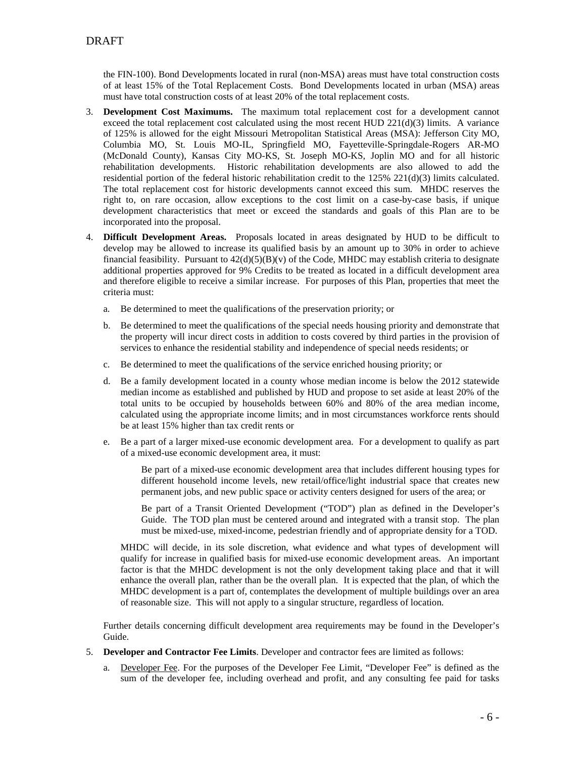the FIN-100). Bond Developments located in rural (non-MSA) areas must have total construction costs of at least 15% of the Total Replacement Costs. Bond Developments located in urban (MSA) areas must have total construction costs of at least 20% of the total replacement costs.

3. **Development Cost Maximums.** The maximum total replacement cost for a development cannot exceed the total replacement cost calculated using the most recent HUD 221(d)(3) limits. A variance of 125% is allowed for the eight Missouri Metropolitan Statistical Areas (MSA): Jefferson City MO, Columbia MO, St. Louis MO-IL, Springfield MO, Fayetteville-Springdale-Rogers AR-MO (McDonald County), Kansas City MO-KS, St. Joseph MO-KS, Joplin MO and for all historic rehabilitation developments. Historic rehabilitation developments are also allowed to add the residential portion of the federal historic rehabilitation credit to the 125% 221(d)(3) limits calculated. The total replacement cost for historic developments cannot exceed this sum. MHDC reserves the right to, on rare occasion, allow exceptions to the cost limit on a case-by-case basis, if unique development characteristics that meet or exceed the standards and goals of this Plan are to be incorporated into the proposal.

4. **Difficult Development Areas.** Proposals located in areas designated by HUD to be difficult to develop may be allowed to increase its qualified basis by an amount up to 30% in order to achieve financial feasibility. Pursuant to 42(d)(5)(B)(v) of the Code, MHDC may establish criteria to designate additional properties approved for 9% Credits to be treated as located in a difficult development area and therefore eligible to receive a similar increase. For purposes of this Plan, properties that meet the criteria must:

   a. Be determined to meet the qualifications of the preservation priority; or

   b. Be determined to meet the qualifications of the special needs housing priority and demonstrate that the property will incur direct costs in addition to costs covered by third parties in the provision of services to enhance the residential stability and independence of special needs residents; or

   c. Be determined to meet the qualifications of the service enriched housing priority; or

   d. Be a family development located in a county whose median income is below the 2012 statewide median income as established and published by HUD and propose to set aside at least 20% of the total units to be occupied by households between 60% and 80% of the area median income, calculated using the appropriate income limits; and in most circumstances workforce rents should be at least 15% higher than tax credit rents or

   e. Be a part of a larger mixed-use economic development area. For a development to qualify as part of a mixed-use economic development area, it must:

      Be part of a mixed-use economic development area that includes different housing types for different household income levels, new retail/office/light industrial space that creates new permanent jobs, and new public space or activity centers designed for users of the area; or

      Be part of a Transit Oriented Development ("TOD") plan as defined in the Developer's Guide. The TOD plan must be centered around and integrated with a transit stop. The plan must be mixed-use, mixed-income, pedestrian friendly and of appropriate density for a TOD.

   MHDC will decide, in its sole discretion, what evidence and what types of development will qualify for increase in qualified basis for mixed-use economic development areas. An important factor is that the MHDC development is not the only development taking place and that it will enhance the overall plan, rather than be the overall plan. It is expected that the plan, of which the MHDC development is a part of, contemplates the development of multiple buildings over an area of reasonable size. This will not apply to a singular structure, regardless of location.

   Further details concerning difficult development area requirements may be found in the Developer's Guide.

5. **Developer and Contractor Fee Limits**. Developer and contractor fees are limited as follows:

   a. Developer Fee. For the purposes of the Developer Fee Limit, "Developer Fee" is defined as the sum of the developer fee, including overhead and profit, and any consulting fee paid for tasks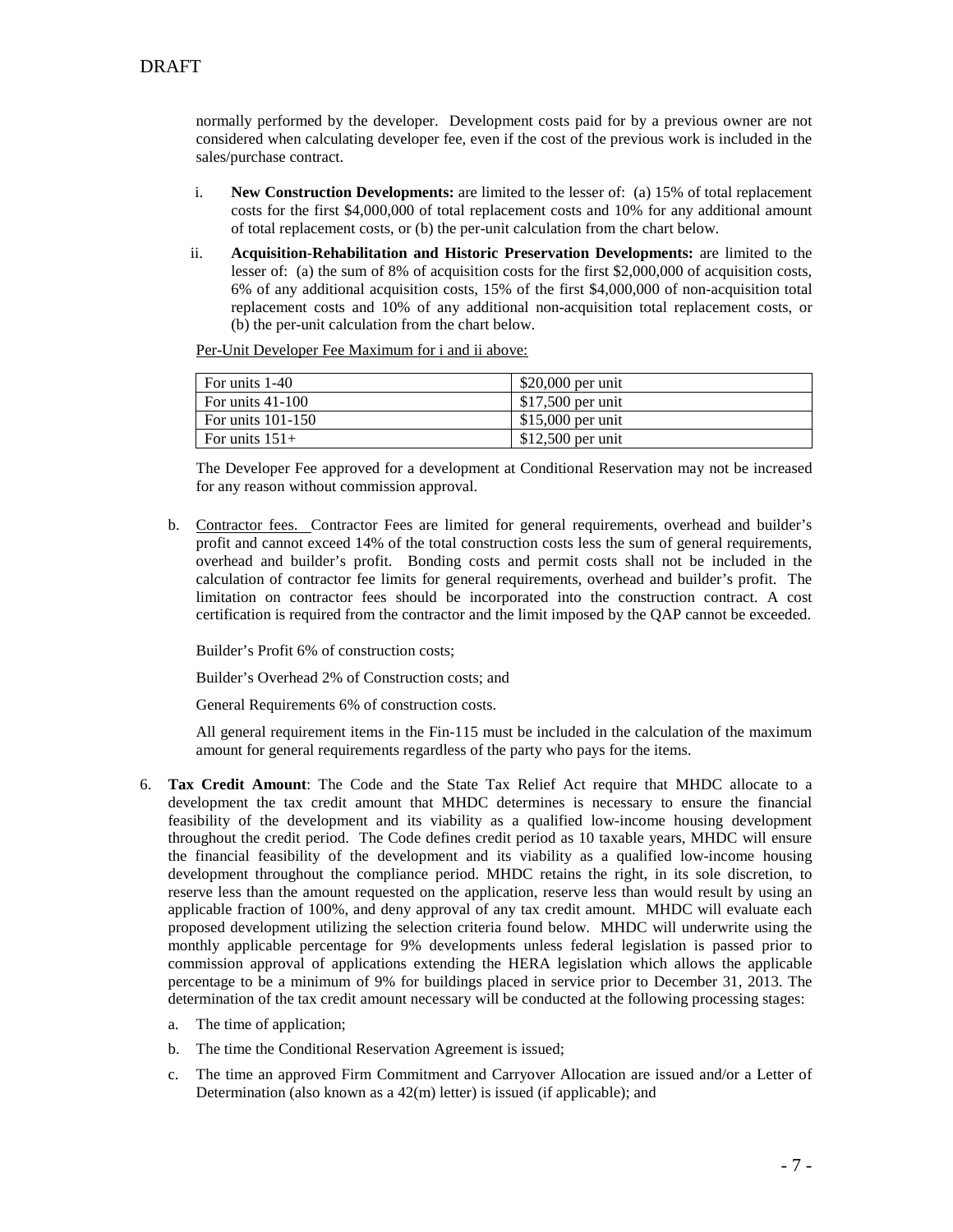normally performed by the developer. Development costs paid for by a previous owner are not considered when calculating developer fee, even if the cost of the previous work is included in the sales/purchase contract.

i. **New Construction Developments:** are limited to the lesser of: (a) 15% of total replacement costs for the first $4,000,000 of total replacement costs and 10% for any additional amount of total replacement costs, or (b) the per-unit calculation from the chart below.

ii. **Acquisition-Rehabilitation and Historic Preservation Developments:** are limited to the lesser of: (a) the sum of 8% of acquisition costs for the first $2,000,000 of acquisition costs, 6% of any additional acquisition costs, 15% of the first $4,000,000 of non-acquisition total replacement costs and 10% of any additional non-acquisition total replacement costs, or (b) the per-unit calculation from the chart below.

Per-Unit Developer Fee Maximum for i and ii above:

| | |
|---|---|
| For units 1-40 | $20,000 per unit |
| For units 41-100 | $17,500 per unit |
| For units 101-150 | $15,000 per unit |
| For units 151+ | $12,500 per unit |

The Developer Fee approved for a development at Conditional Reservation may not be increased for any reason without commission approval.

b. Contractor fees. Contractor Fees are limited for general requirements, overhead and builder's profit and cannot exceed 14% of the total construction costs less the sum of general requirements, overhead and builder's profit. Bonding costs and permit costs shall not be included in the calculation of contractor fee limits for general requirements, overhead and builder's profit. The limitation on contractor fees should be incorporated into the construction contract. A cost certification is required from the contractor and the limit imposed by the QAP cannot be exceeded.

Builder's Profit 6% of construction costs;

Builder's Overhead 2% of Construction costs; and

General Requirements 6% of construction costs.

All general requirement items in the Fin-115 must be included in the calculation of the maximum amount for general requirements regardless of the party who pays for the items.

6. **Tax Credit Amount**: The Code and the State Tax Relief Act require that MHDC allocate to a development the tax credit amount that MHDC determines is necessary to ensure the financial feasibility of the development and its viability as a qualified low-income housing development throughout the credit period. The Code defines credit period as 10 taxable years, MHDC will ensure the financial feasibility of the development and its viability as a qualified low-income housing development throughout the compliance period. MHDC retains the right, in its sole discretion, to reserve less than the amount requested on the application, reserve less than would result by using an applicable fraction of 100%, and deny approval of any tax credit amount. MHDC will evaluate each proposed development utilizing the selection criteria found below. MHDC will underwrite using the monthly applicable percentage for 9% developments unless federal legislation is passed prior to commission approval of applications extending the HERA legislation which allows the applicable percentage to be a minimum of 9% for buildings placed in service prior to December 31, 2013. The determination of the tax credit amount necessary will be conducted at the following processing stages:

   a. The time of application;

   b. The time the Conditional Reservation Agreement is issued;

   c. The time an approved Firm Commitment and Carryover Allocation are issued and/or a Letter of Determination (also known as a 42(m) letter) is issued (if applicable); and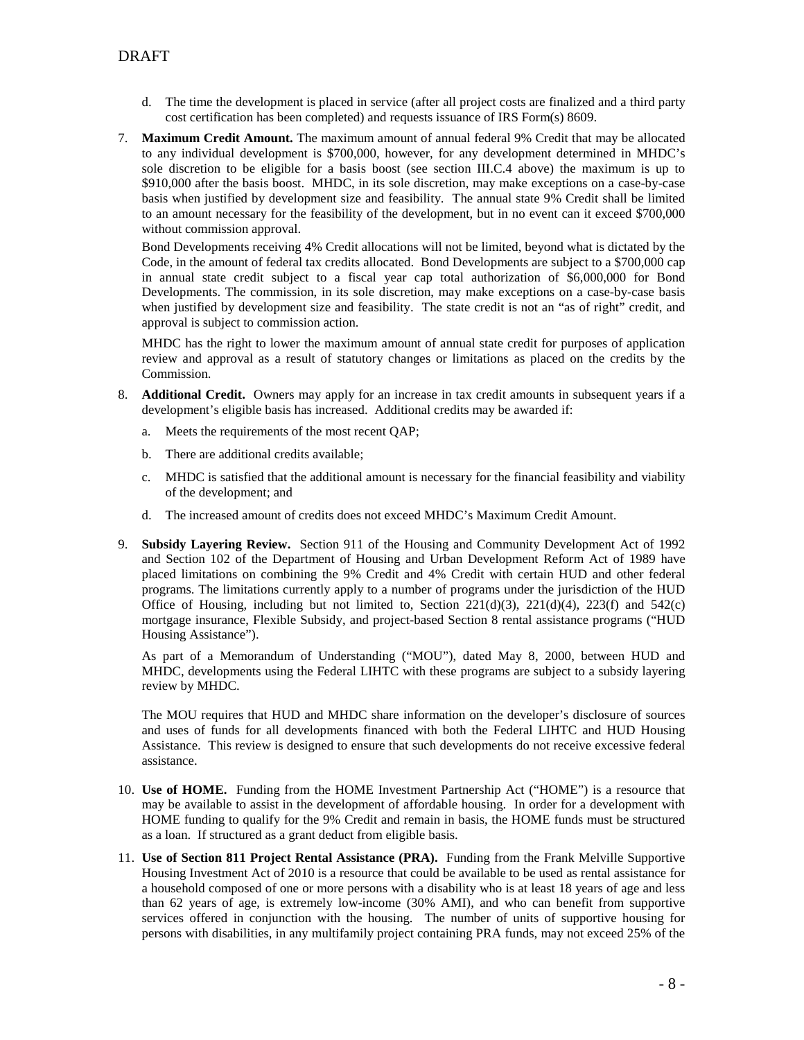DRAFT

d. The time the development is placed in service (after all project costs are finalized and a third party cost certification has been completed) and requests issuance of IRS Form(s) 8609.

7. **Maximum Credit Amount.** The maximum amount of annual federal 9% Credit that may be allocated to any individual development is $700,000, however, for any development determined in MHDC's sole discretion to be eligible for a basis boost (see section III.C.4 above) the maximum is up to $910,000 after the basis boost. MHDC, in its sole discretion, may make exceptions on a case-by-case basis when justified by development size and feasibility. The annual state 9% Credit shall be limited to an amount necessary for the feasibility of the development, but in no event can it exceed $700,000 without commission approval.

   Bond Developments receiving 4% Credit allocations will not be limited, beyond what is dictated by the Code, in the amount of federal tax credits allocated. Bond Developments are subject to a $700,000 cap in annual state credit subject to a fiscal year cap total authorization of $6,000,000 for Bond Developments. The commission, in its sole discretion, may make exceptions on a case-by-case basis when justified by development size and feasibility. The state credit is not an "as of right" credit, and approval is subject to commission action.

   MHDC has the right to lower the maximum amount of annual state credit for purposes of application review and approval as a result of statutory changes or limitations as placed on the credits by the Commission.

8. **Additional Credit.** Owners may apply for an increase in tax credit amounts in subsequent years if a development's eligible basis has increased. Additional credits may be awarded if:

   a. Meets the requirements of the most recent QAP;

   b. There are additional credits available;

   c. MHDC is satisfied that the additional amount is necessary for the financial feasibility and viability of the development; and

   d. The increased amount of credits does not exceed MHDC's Maximum Credit Amount.

9. **Subsidy Layering Review.** Section 911 of the Housing and Community Development Act of 1992 and Section 102 of the Department of Housing and Urban Development Reform Act of 1989 have placed limitations on combining the 9% Credit and 4% Credit with certain HUD and other federal programs. The limitations currently apply to a number of programs under the jurisdiction of the HUD Office of Housing, including but not limited to, Section 221(d)(3), 221(d)(4), 223(f) and 542(c) mortgage insurance, Flexible Subsidy, and project-based Section 8 rental assistance programs ("HUD Housing Assistance").

   As part of a Memorandum of Understanding ("MOU"), dated May 8, 2000, between HUD and MHDC, developments using the Federal LIHTC with these programs are subject to a subsidy layering review by MHDC.

   The MOU requires that HUD and MHDC share information on the developer's disclosure of sources and uses of funds for all developments financed with both the Federal LIHTC and HUD Housing Assistance. This review is designed to ensure that such developments do not receive excessive federal assistance.

10. **Use of HOME.** Funding from the HOME Investment Partnership Act ("HOME") is a resource that may be available to assist in the development of affordable housing. In order for a development with HOME funding to qualify for the 9% Credit and remain in basis, the HOME funds must be structured as a loan. If structured as a grant deduct from eligible basis.

11. **Use of Section 811 Project Rental Assistance (PRA).** Funding from the Frank Melville Supportive Housing Investment Act of 2010 is a resource that could be available to be used as rental assistance for a household composed of one or more persons with a disability who is at least 18 years of age and less than 62 years of age, is extremely low-income (30% AMI), and who can benefit from supportive services offered in conjunction with the housing. The number of units of supportive housing for persons with disabilities, in any multifamily project containing PRA funds, may not exceed 25% of the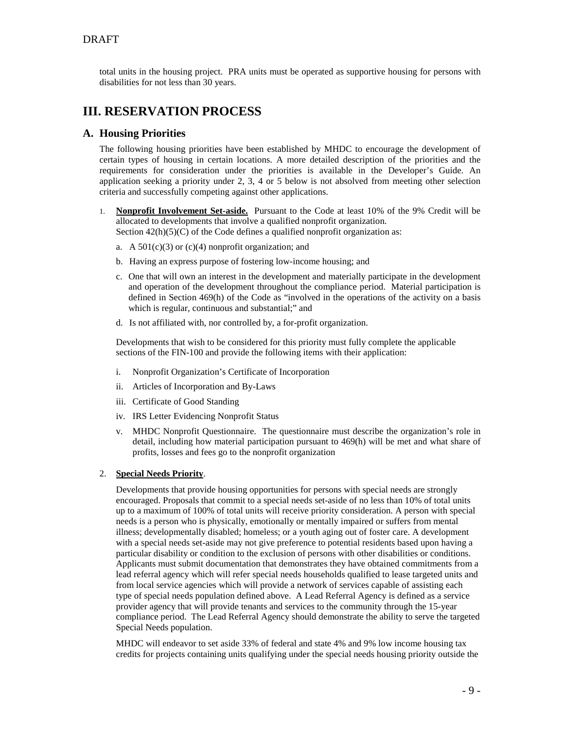total units in the housing project. PRA units must be operated as supportive housing for persons with disabilities for not less than 30 years.

# III. RESERVATION PROCESS

## A. Housing Priorities

The following housing priorities have been established by MHDC to encourage the development of certain types of housing in certain locations. A more detailed description of the priorities and the requirements for consideration under the priorities is available in the Developer's Guide. An application seeking a priority under 2, 3, 4 or 5 below is not absolved from meeting other selection criteria and successfully competing against other applications.

1. **Nonprofit Involvement Set-aside.** Pursuant to the Code at least 10% of the 9% Credit will be allocated to developments that involve a qualified nonprofit organization.
   Section 42(h)(5)(C) of the Code defines a qualified nonprofit organization as:

   a. A 501(c)(3) or (c)(4) nonprofit organization; and

   b. Having an express purpose of fostering low-income housing; and

   c. One that will own an interest in the development and materially participate in the development and operation of the development throughout the compliance period. Material participation is defined in Section 469(h) of the Code as "involved in the operations of the activity on a basis which is regular, continuous and substantial;" and

   d. Is not affiliated with, nor controlled by, a for-profit organization.

   Developments that wish to be considered for this priority must fully complete the applicable sections of the FIN-100 and provide the following items with their application:

   i. Nonprofit Organization's Certificate of Incorporation

   ii. Articles of Incorporation and By-Laws

   iii. Certificate of Good Standing

   iv. IRS Letter Evidencing Nonprofit Status

   v. MHDC Nonprofit Questionnaire. The questionnaire must describe the organization's role in detail, including how material participation pursuant to 469(h) will be met and what share of profits, losses and fees go to the nonprofit organization

2. **Special Needs Priority**.

   Developments that provide housing opportunities for persons with special needs are strongly encouraged. Proposals that commit to a special needs set-aside of no less than 10% of total units up to a maximum of 100% of total units will receive priority consideration. A person with special needs is a person who is physically, emotionally or mentally impaired or suffers from mental illness; developmentally disabled; homeless; or a youth aging out of foster care. A development with a special needs set-aside may not give preference to potential residents based upon having a particular disability or condition to the exclusion of persons with other disabilities or conditions. Applicants must submit documentation that demonstrates they have obtained commitments from a lead referral agency which will refer special needs households qualified to lease targeted units and from local service agencies which will provide a network of services capable of assisting each type of special needs population defined above. A Lead Referral Agency is defined as a service provider agency that will provide tenants and services to the community through the 15-year compliance period. The Lead Referral Agency should demonstrate the ability to serve the targeted Special Needs population.

   MHDC will endeavor to set aside 33% of federal and state 4% and 9% low income housing tax credits for projects containing units qualifying under the special needs housing priority outside the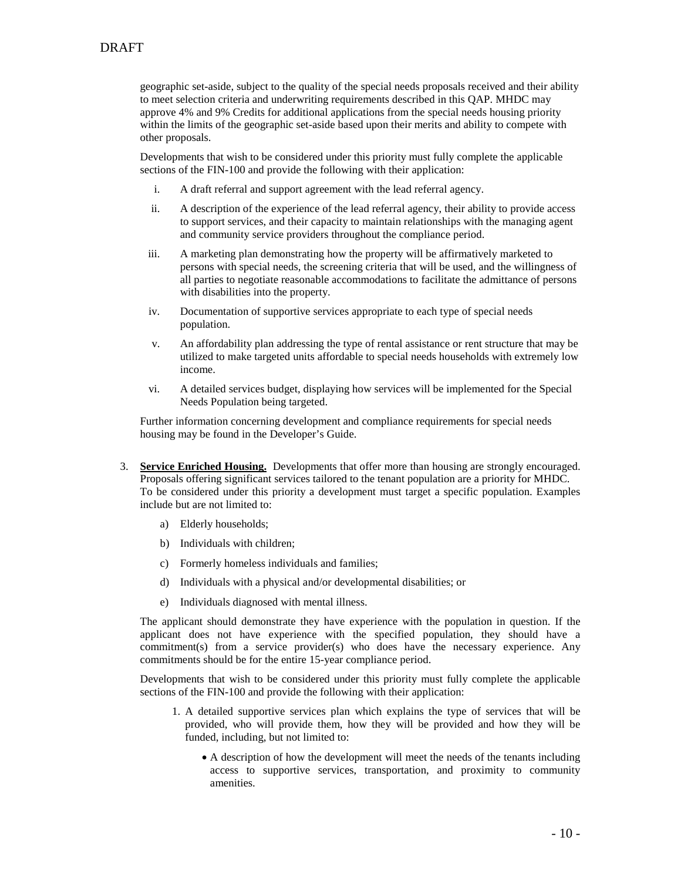geographic set-aside, subject to the quality of the special needs proposals received and their ability to meet selection criteria and underwriting requirements described in this QAP. MHDC may approve 4% and 9% Credits for additional applications from the special needs housing priority within the limits of the geographic set-aside based upon their merits and ability to compete with other proposals.

Developments that wish to be considered under this priority must fully complete the applicable sections of the FIN-100 and provide the following with their application:

i. A draft referral and support agreement with the lead referral agency.

ii. A description of the experience of the lead referral agency, their ability to provide access to support services, and their capacity to maintain relationships with the managing agent and community service providers throughout the compliance period.

iii. A marketing plan demonstrating how the property will be affirmatively marketed to persons with special needs, the screening criteria that will be used, and the willingness of all parties to negotiate reasonable accommodations to facilitate the admittance of persons with disabilities into the property.

iv. Documentation of supportive services appropriate to each type of special needs population.

v. An affordability plan addressing the type of rental assistance or rent structure that may be utilized to make targeted units affordable to special needs households with extremely low income.

vi. A detailed services budget, displaying how services will be implemented for the Special Needs Population being targeted.

Further information concerning development and compliance requirements for special needs housing may be found in the Developer's Guide.

3. **Service Enriched Housing.** Developments that offer more than housing are strongly encouraged. Proposals offering significant services tailored to the tenant population are a priority for MHDC. To be considered under this priority a development must target a specific population. Examples include but are not limited to:

   a) Elderly households;

   b) Individuals with children;

   c) Formerly homeless individuals and families;

   d) Individuals with a physical and/or developmental disabilities; or

   e) Individuals diagnosed with mental illness.

The applicant should demonstrate they have experience with the population in question. If the applicant does not have experience with the specified population, they should have a commitment(s) from a service provider(s) who does have the necessary experience. Any commitments should be for the entire 15-year compliance period.

Developments that wish to be considered under this priority must fully complete the applicable sections of the FIN-100 and provide the following with their application:

1. A detailed supportive services plan which explains the type of services that will be provided, who will provide them, how they will be provided and how they will be funded, including, but not limited to:

   - A description of how the development will meet the needs of the tenants including access to supportive services, transportation, and proximity to community amenities.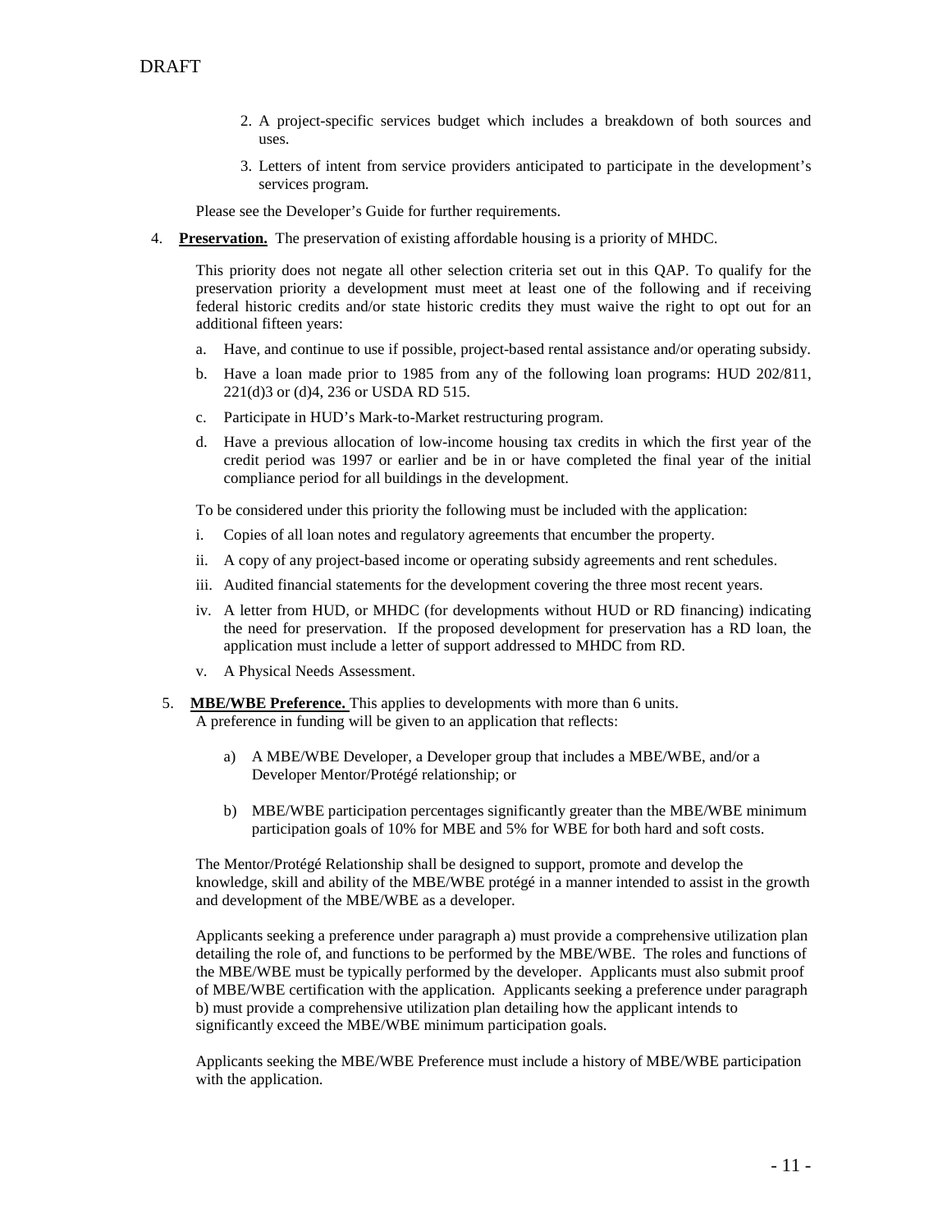DRAFT

2. A project-specific services budget which includes a breakdown of both sources and uses.
3. Letters of intent from service providers anticipated to participate in the development's services program.

Please see the Developer's Guide for further requirements.

4. **Preservation.** The preservation of existing affordable housing is a priority of MHDC.

This priority does not negate all other selection criteria set out in this QAP. To qualify for the preservation priority a development must meet at least one of the following and if receiving federal historic credits and/or state historic credits they must waive the right to opt out for an additional fifteen years:

a. Have, and continue to use if possible, project-based rental assistance and/or operating subsidy.
b. Have a loan made prior to 1985 from any of the following loan programs: HUD 202/811, 221(d)3 or (d)4, 236 or USDA RD 515.
c. Participate in HUD's Mark-to-Market restructuring program.
d. Have a previous allocation of low-income housing tax credits in which the first year of the credit period was 1997 or earlier and be in or have completed the final year of the initial compliance period for all buildings in the development.

To be considered under this priority the following must be included with the application:

i. Copies of all loan notes and regulatory agreements that encumber the property.
ii. A copy of any project-based income or operating subsidy agreements and rent schedules.
iii. Audited financial statements for the development covering the three most recent years.
iv. A letter from HUD, or MHDC (for developments without HUD or RD financing) indicating the need for preservation. If the proposed development for preservation has a RD loan, the application must include a letter of support addressed to MHDC from RD.
v. A Physical Needs Assessment.

5. **MBE/WBE Preference.** This applies to developments with more than 6 units.
A preference in funding will be given to an application that reflects:

a) A MBE/WBE Developer, a Developer group that includes a MBE/WBE, and/or a Developer Mentor/Protégé relationship; or

b) MBE/WBE participation percentages significantly greater than the MBE/WBE minimum participation goals of 10% for MBE and 5% for WBE for both hard and soft costs.

The Mentor/Protégé Relationship shall be designed to support, promote and develop the knowledge, skill and ability of the MBE/WBE protégé in a manner intended to assist in the growth and development of the MBE/WBE as a developer.

Applicants seeking a preference under paragraph a) must provide a comprehensive utilization plan detailing the role of, and functions to be performed by the MBE/WBE. The roles and functions of the MBE/WBE must be typically performed by the developer. Applicants must also submit proof of MBE/WBE certification with the application. Applicants seeking a preference under paragraph b) must provide a comprehensive utilization plan detailing how the applicant intends to significantly exceed the MBE/WBE minimum participation goals.

Applicants seeking the MBE/WBE Preference must include a history of MBE/WBE participation with the application.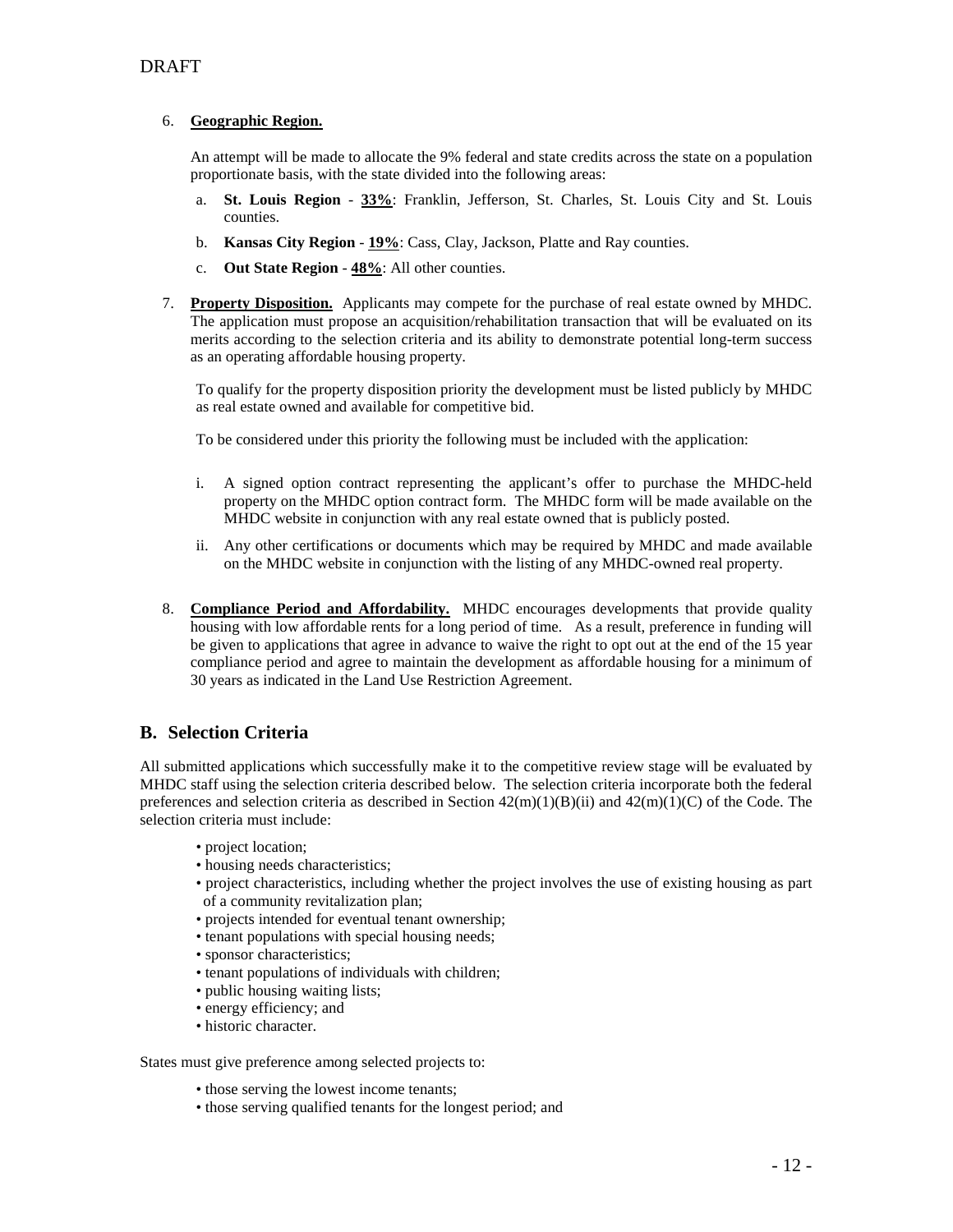DRAFT

6. **Geographic Region.**

   An attempt will be made to allocate the 9% federal and state credits across the state on a population proportionate basis, with the state divided into the following areas:

   a. **St. Louis Region** - **33%**: Franklin, Jefferson, St. Charles, St. Louis City and St. Louis counties.

   b. **Kansas City Region** - **19%**: Cass, Clay, Jackson, Platte and Ray counties.

   c. **Out State Region** - **48%**: All other counties.

7. **Property Disposition.** Applicants may compete for the purchase of real estate owned by MHDC. The application must propose an acquisition/rehabilitation transaction that will be evaluated on its merits according to the selection criteria and its ability to demonstrate potential long-term success as an operating affordable housing property.

   To qualify for the property disposition priority the development must be listed publicly by MHDC as real estate owned and available for competitive bid.

   To be considered under this priority the following must be included with the application:

   i. A signed option contract representing the applicant's offer to purchase the MHDC-held property on the MHDC option contract form. The MHDC form will be made available on the MHDC website in conjunction with any real estate owned that is publicly posted.

   ii. Any other certifications or documents which may be required by MHDC and made available on the MHDC website in conjunction with the listing of any MHDC-owned real property.

8. **Compliance Period and Affordability.** MHDC encourages developments that provide quality housing with low affordable rents for a long period of time. As a result, preference in funding will be given to applications that agree in advance to waive the right to opt out at the end of the 15 year compliance period and agree to maintain the development as affordable housing for a minimum of 30 years as indicated in the Land Use Restriction Agreement.

## B. Selection Criteria

All submitted applications which successfully make it to the competitive review stage will be evaluated by MHDC staff using the selection criteria described below. The selection criteria incorporate both the federal preferences and selection criteria as described in Section 42(m)(1)(B)(ii) and 42(m)(1)(C) of the Code. The selection criteria must include:

- project location;
- housing needs characteristics;
- project characteristics, including whether the project involves the use of existing housing as part of a community revitalization plan;
- projects intended for eventual tenant ownership;
- tenant populations with special housing needs;
- sponsor characteristics;
- tenant populations of individuals with children;
- public housing waiting lists;
- energy efficiency; and
- historic character.

States must give preference among selected projects to:

- those serving the lowest income tenants;
- those serving qualified tenants for the longest period; and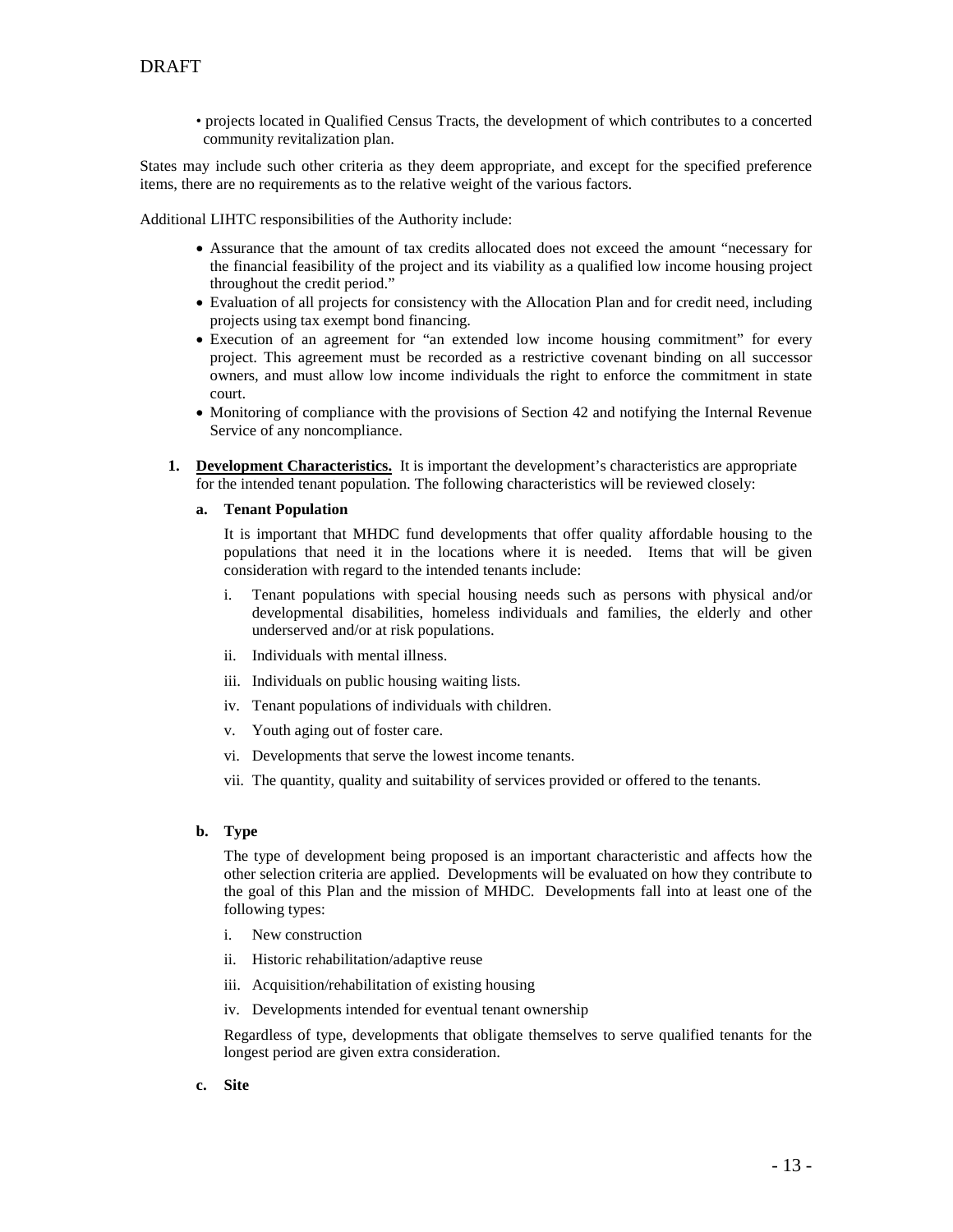- projects located in Qualified Census Tracts, the development of which contributes to a concerted community revitalization plan.

States may include such other criteria as they deem appropriate, and except for the specified preference items, there are no requirements as to the relative weight of the various factors.

Additional LIHTC responsibilities of the Authority include:

- Assurance that the amount of tax credits allocated does not exceed the amount "necessary for the financial feasibility of the project and its viability as a qualified low income housing project throughout the credit period."
- Evaluation of all projects for consistency with the Allocation Plan and for credit need, including projects using tax exempt bond financing.
- Execution of an agreement for "an extended low income housing commitment" for every project. This agreement must be recorded as a restrictive covenant binding on all successor owners, and must allow low income individuals the right to enforce the commitment in state court.
- Monitoring of compliance with the provisions of Section 42 and notifying the Internal Revenue Service of any noncompliance.

**1. <u>Development Characteristics.</u>** It is important the development's characteristics are appropriate for the intended tenant population. The following characteristics will be reviewed closely:

**a. Tenant Population**

It is important that MHDC fund developments that offer quality affordable housing to the populations that need it in the locations where it is needed. Items that will be given consideration with regard to the intended tenants include:

i. Tenant populations with special housing needs such as persons with physical and/or developmental disabilities, homeless individuals and families, the elderly and other underserved and/or at risk populations.

ii. Individuals with mental illness.

iii. Individuals on public housing waiting lists.

iv. Tenant populations of individuals with children.

v. Youth aging out of foster care.

vi. Developments that serve the lowest income tenants.

vii. The quantity, quality and suitability of services provided or offered to the tenants.

**b. Type**

The type of development being proposed is an important characteristic and affects how the other selection criteria are applied. Developments will be evaluated on how they contribute to the goal of this Plan and the mission of MHDC. Developments fall into at least one of the following types:

i. New construction

ii. Historic rehabilitation/adaptive reuse

iii. Acquisition/rehabilitation of existing housing

iv. Developments intended for eventual tenant ownership

Regardless of type, developments that obligate themselves to serve qualified tenants for the longest period are given extra consideration.

**c. Site**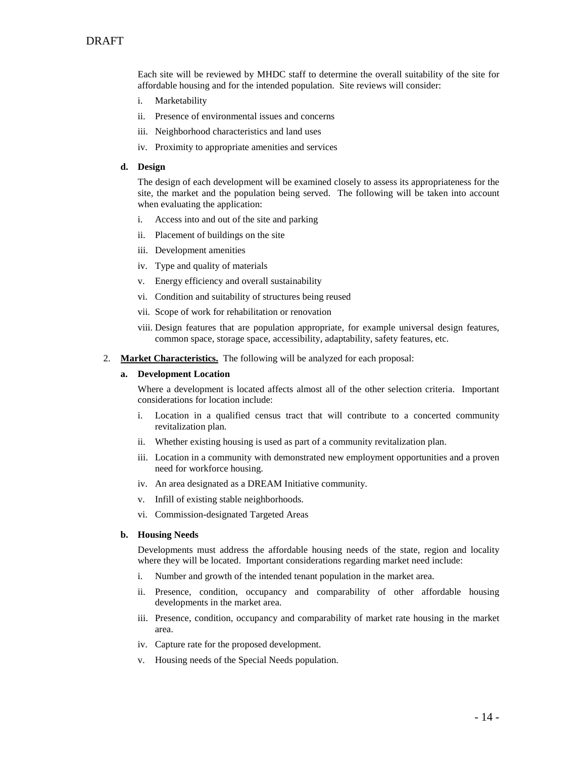Each site will be reviewed by MHDC staff to determine the overall suitability of the site for affordable housing and for the intended population. Site reviews will consider:

i. Marketability

ii. Presence of environmental issues and concerns

iii. Neighborhood characteristics and land uses

iv. Proximity to appropriate amenities and services

**d. Design**

The design of each development will be examined closely to assess its appropriateness for the site, the market and the population being served. The following will be taken into account when evaluating the application:

i. Access into and out of the site and parking

ii. Placement of buildings on the site

iii. Development amenities

iv. Type and quality of materials

v. Energy efficiency and overall sustainability

vi. Condition and suitability of structures being reused

vii. Scope of work for rehabilitation or renovation

viii. Design features that are population appropriate, for example universal design features, common space, storage space, accessibility, adaptability, safety features, etc.

2. **Market Characteristics.** The following will be analyzed for each proposal:

**a. Development Location**

Where a development is located affects almost all of the other selection criteria. Important considerations for location include:

i. Location in a qualified census tract that will contribute to a concerted community revitalization plan.

ii. Whether existing housing is used as part of a community revitalization plan.

iii. Location in a community with demonstrated new employment opportunities and a proven need for workforce housing.

iv. An area designated as a DREAM Initiative community.

v. Infill of existing stable neighborhoods.

vi. Commission-designated Targeted Areas

**b. Housing Needs**

Developments must address the affordable housing needs of the state, region and locality where they will be located. Important considerations regarding market need include:

i. Number and growth of the intended tenant population in the market area.

ii. Presence, condition, occupancy and comparability of other affordable housing developments in the market area.

iii. Presence, condition, occupancy and comparability of market rate housing in the market area.

iv. Capture rate for the proposed development.

v. Housing needs of the Special Needs population.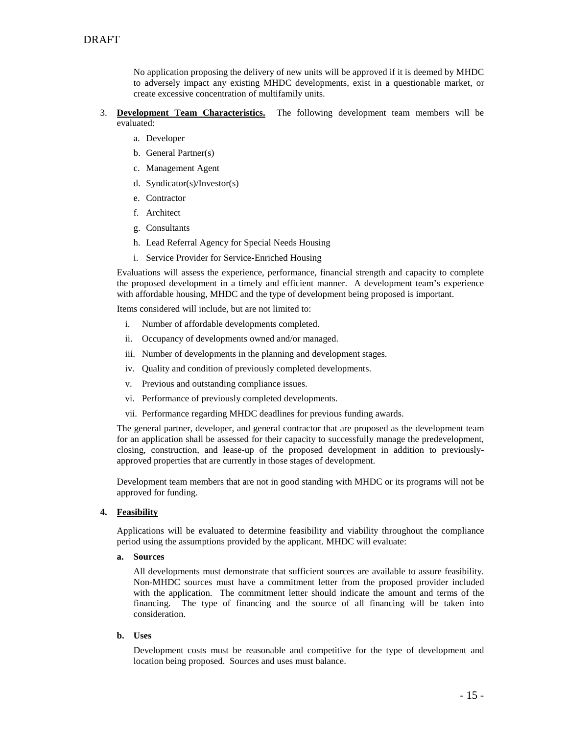No application proposing the delivery of new units will be approved if it is deemed by MHDC to adversely impact any existing MHDC developments, exist in a questionable market, or create excessive concentration of multifamily units.

3. **Development Team Characteristics.** The following development team members will be evaluated:

   a. Developer
   b. General Partner(s)
   c. Management Agent
   d. Syndicator(s)/Investor(s)
   e. Contractor
   f. Architect
   g. Consultants
   h. Lead Referral Agency for Special Needs Housing
   i. Service Provider for Service-Enriched Housing

   Evaluations will assess the experience, performance, financial strength and capacity to complete the proposed development in a timely and efficient manner. A development team's experience with affordable housing, MHDC and the type of development being proposed is important.

   Items considered will include, but are not limited to:

   i. Number of affordable developments completed.
   ii. Occupancy of developments owned and/or managed.
   iii. Number of developments in the planning and development stages.
   iv. Quality and condition of previously completed developments.
   v. Previous and outstanding compliance issues.
   vi. Performance of previously completed developments.
   vii. Performance regarding MHDC deadlines for previous funding awards.

   The general partner, developer, and general contractor that are proposed as the development team for an application shall be assessed for their capacity to successfully manage the predevelopment, closing, construction, and lease-up of the proposed development in addition to previously-approved properties that are currently in those stages of development.

   Development team members that are not in good standing with MHDC or its programs will not be approved for funding.

4. **Feasibility**

   Applications will be evaluated to determine feasibility and viability throughout the compliance period using the assumptions provided by the applicant. MHDC will evaluate:

   **a. Sources**

   All developments must demonstrate that sufficient sources are available to assure feasibility. Non-MHDC sources must have a commitment letter from the proposed provider included with the application. The commitment letter should indicate the amount and terms of the financing. The type of financing and the source of all financing will be taken into consideration.

   **b. Uses**

   Development costs must be reasonable and competitive for the type of development and location being proposed. Sources and uses must balance.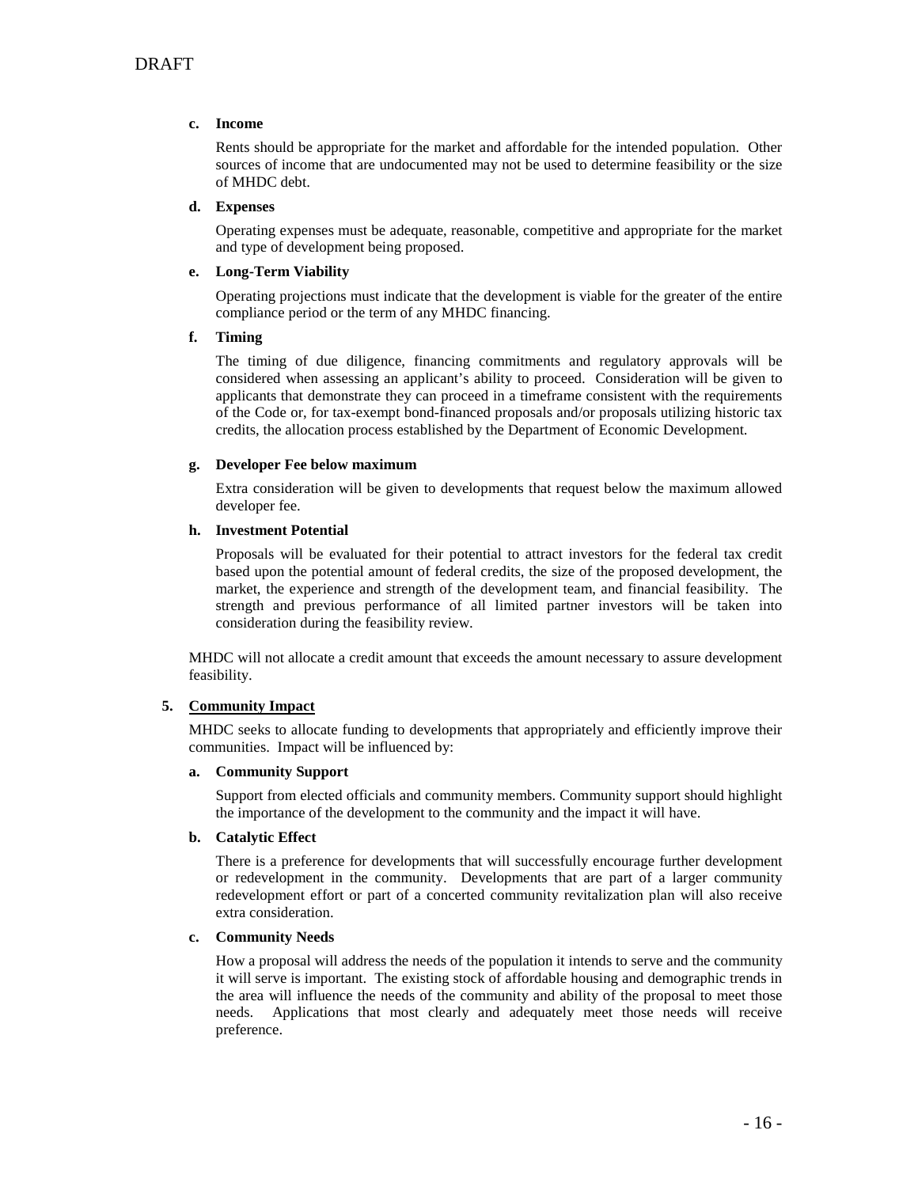#### c. Income

Rents should be appropriate for the market and affordable for the intended population. Other sources of income that are undocumented may not be used to determine feasibility or the size of MHDC debt.

#### d. Expenses

Operating expenses must be adequate, reasonable, competitive and appropriate for the market and type of development being proposed.

#### e. Long-Term Viability

Operating projections must indicate that the development is viable for the greater of the entire compliance period or the term of any MHDC financing.

#### f. Timing

The timing of due diligence, financing commitments and regulatory approvals will be considered when assessing an applicant's ability to proceed. Consideration will be given to applicants that demonstrate they can proceed in a timeframe consistent with the requirements of the Code or, for tax-exempt bond-financed proposals and/or proposals utilizing historic tax credits, the allocation process established by the Department of Economic Development.

#### g. Developer Fee below maximum

Extra consideration will be given to developments that request below the maximum allowed developer fee.

#### h. Investment Potential

Proposals will be evaluated for their potential to attract investors for the federal tax credit based upon the potential amount of federal credits, the size of the proposed development, the market, the experience and strength of the development team, and financial feasibility. The strength and previous performance of all limited partner investors will be taken into consideration during the feasibility review.

MHDC will not allocate a credit amount that exceeds the amount necessary to assure development feasibility.

### 5. Community Impact

MHDC seeks to allocate funding to developments that appropriately and efficiently improve their communities. Impact will be influenced by:

#### a. Community Support

Support from elected officials and community members. Community support should highlight the importance of the development to the community and the impact it will have.

#### b. Catalytic Effect

There is a preference for developments that will successfully encourage further development or redevelopment in the community. Developments that are part of a larger community redevelopment effort or part of a concerted community revitalization plan will also receive extra consideration.

#### c. Community Needs

How a proposal will address the needs of the population it intends to serve and the community it will serve is important. The existing stock of affordable housing and demographic trends in the area will influence the needs of the community and ability of the proposal to meet those needs. Applications that most clearly and adequately meet those needs will receive preference.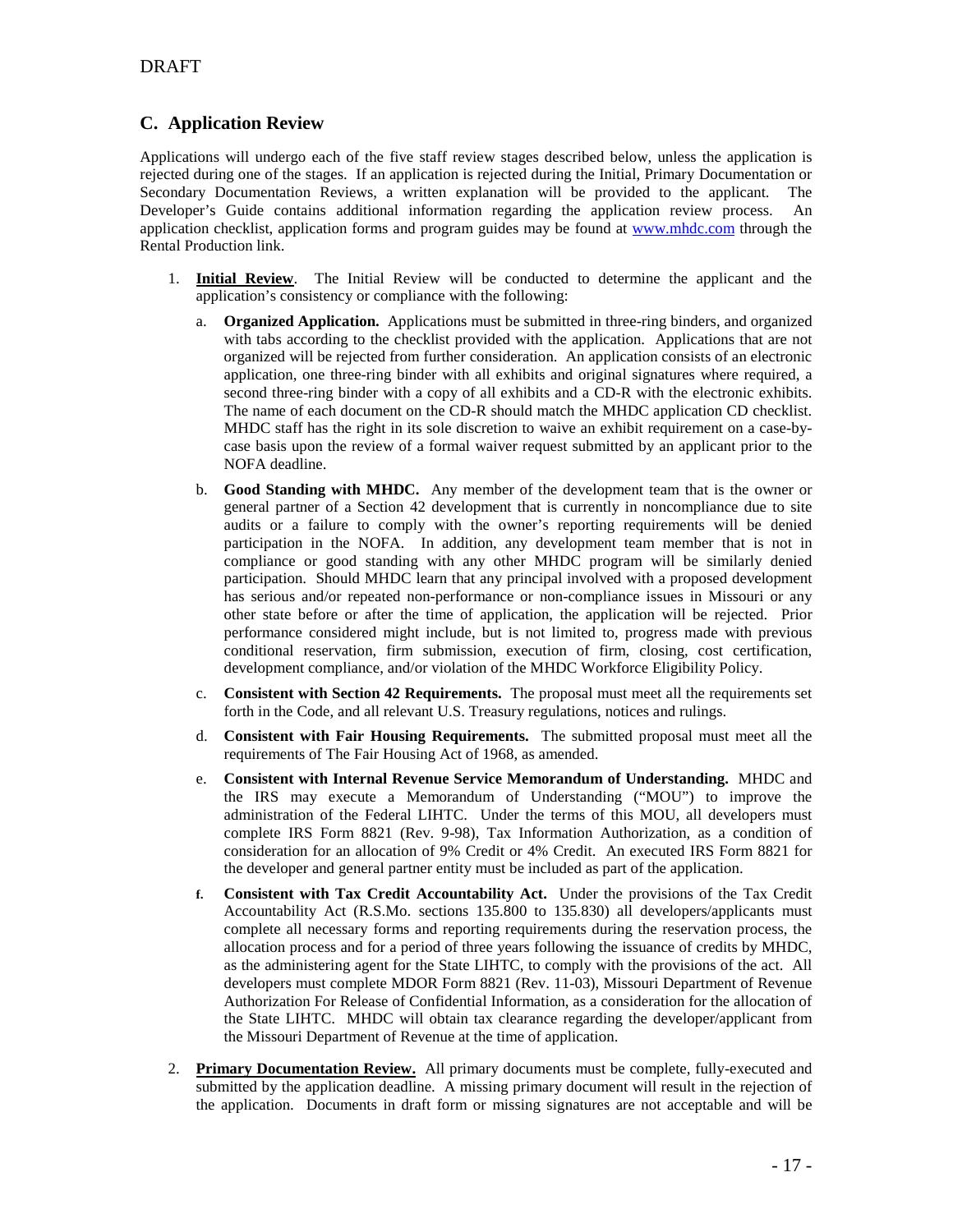DRAFT

## C. Application Review

Applications will undergo each of the five staff review stages described below, unless the application is rejected during one of the stages. If an application is rejected during the Initial, Primary Documentation or Secondary Documentation Reviews, a written explanation will be provided to the applicant. The Developer's Guide contains additional information regarding the application review process. An application checklist, application forms and program guides may be found at www.mhdc.com through the Rental Production link.

1. **Initial Review**. The Initial Review will be conducted to determine the applicant and the application's consistency or compliance with the following:

   a. **Organized Application.** Applications must be submitted in three-ring binders, and organized with tabs according to the checklist provided with the application. Applications that are not organized will be rejected from further consideration. An application consists of an electronic application, one three-ring binder with all exhibits and original signatures where required, a second three-ring binder with a copy of all exhibits and a CD-R with the electronic exhibits. The name of each document on the CD-R should match the MHDC application CD checklist. MHDC staff has the right in its sole discretion to waive an exhibit requirement on a case-by-case basis upon the review of a formal waiver request submitted by an applicant prior to the NOFA deadline.

   b. **Good Standing with MHDC.** Any member of the development team that is the owner or general partner of a Section 42 development that is currently in noncompliance due to site audits or a failure to comply with the owner's reporting requirements will be denied participation in the NOFA. In addition, any development team member that is not in compliance or good standing with any other MHDC program will be similarly denied participation. Should MHDC learn that any principal involved with a proposed development has serious and/or repeated non-performance or non-compliance issues in Missouri or any other state before or after the time of application, the application will be rejected. Prior performance considered might include, but is not limited to, progress made with previous conditional reservation, firm submission, execution of firm, closing, cost certification, development compliance, and/or violation of the MHDC Workforce Eligibility Policy.

   c. **Consistent with Section 42 Requirements.** The proposal must meet all the requirements set forth in the Code, and all relevant U.S. Treasury regulations, notices and rulings.

   d. **Consistent with Fair Housing Requirements.** The submitted proposal must meet all the requirements of The Fair Housing Act of 1968, as amended.

   e. **Consistent with Internal Revenue Service Memorandum of Understanding.** MHDC and the IRS may execute a Memorandum of Understanding ("MOU") to improve the administration of the Federal LIHTC. Under the terms of this MOU, all developers must complete IRS Form 8821 (Rev. 9-98), Tax Information Authorization, as a condition of consideration for an allocation of 9% Credit or 4% Credit. An executed IRS Form 8821 for the developer and general partner entity must be included as part of the application.

   f. **Consistent with Tax Credit Accountability Act.** Under the provisions of the Tax Credit Accountability Act (R.S.Mo. sections 135.800 to 135.830) all developers/applicants must complete all necessary forms and reporting requirements during the reservation process, the allocation process and for a period of three years following the issuance of credits by MHDC, as the administering agent for the State LIHTC, to comply with the provisions of the act. All developers must complete MDOR Form 8821 (Rev. 11-03), Missouri Department of Revenue Authorization For Release of Confidential Information, as a consideration for the allocation of the State LIHTC. MHDC will obtain tax clearance regarding the developer/applicant from the Missouri Department of Revenue at the time of application.

2. **Primary Documentation Review.** All primary documents must be complete, fully-executed and submitted by the application deadline. A missing primary document will result in the rejection of the application. Documents in draft form or missing signatures are not acceptable and will be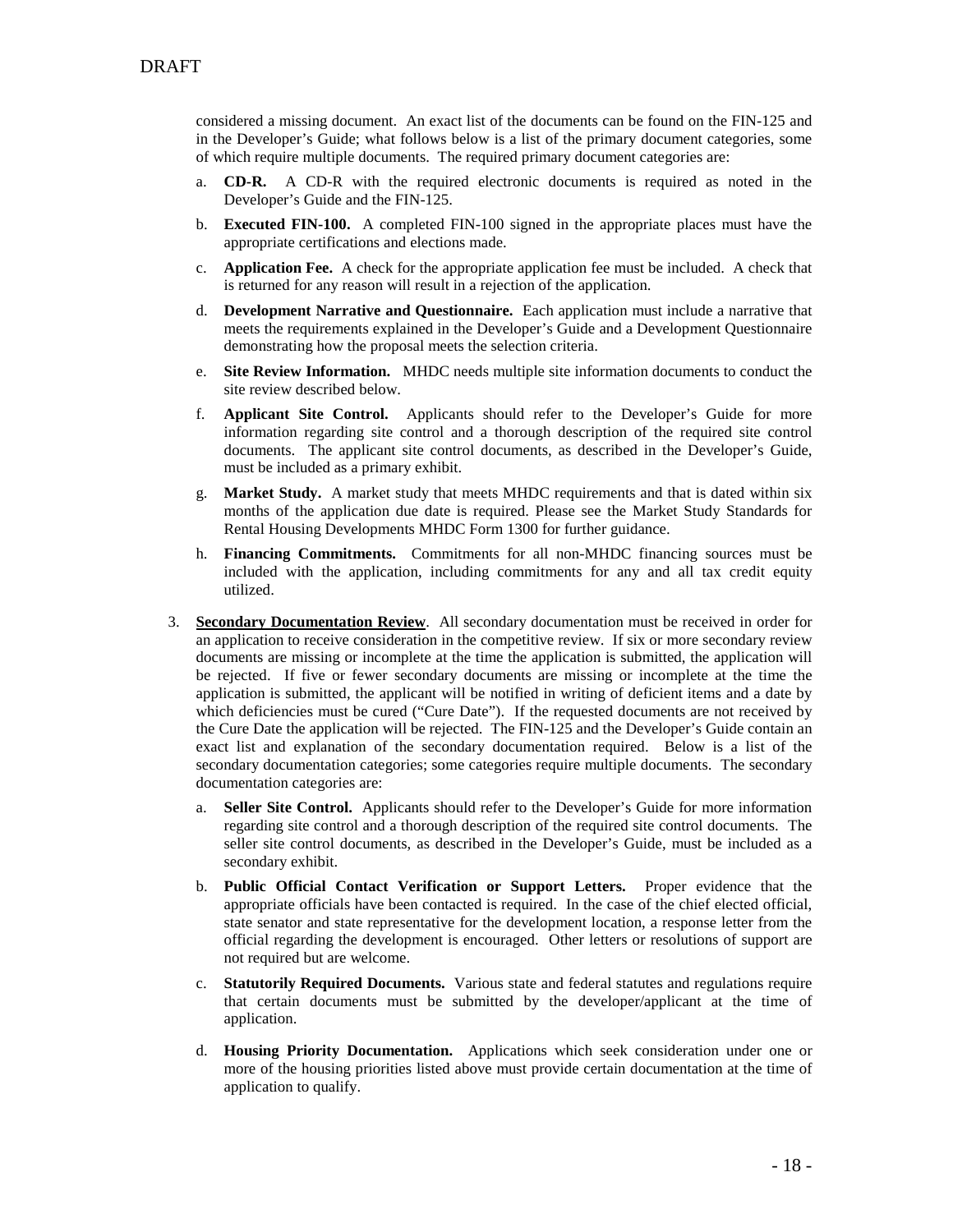considered a missing document. An exact list of the documents can be found on the FIN-125 and in the Developer's Guide; what follows below is a list of the primary document categories, some of which require multiple documents. The required primary document categories are:

a. **CD-R.** A CD-R with the required electronic documents is required as noted in the Developer's Guide and the FIN-125.

b. **Executed FIN-100.** A completed FIN-100 signed in the appropriate places must have the appropriate certifications and elections made.

c. **Application Fee.** A check for the appropriate application fee must be included. A check that is returned for any reason will result in a rejection of the application.

d. **Development Narrative and Questionnaire.** Each application must include a narrative that meets the requirements explained in the Developer's Guide and a Development Questionnaire demonstrating how the proposal meets the selection criteria.

e. **Site Review Information.** MHDC needs multiple site information documents to conduct the site review described below.

f. **Applicant Site Control.** Applicants should refer to the Developer's Guide for more information regarding site control and a thorough description of the required site control documents. The applicant site control documents, as described in the Developer's Guide, must be included as a primary exhibit.

g. **Market Study.** A market study that meets MHDC requirements and that is dated within six months of the application due date is required. Please see the Market Study Standards for Rental Housing Developments MHDC Form 1300 for further guidance.

h. **Financing Commitments.** Commitments for all non-MHDC financing sources must be included with the application, including commitments for any and all tax credit equity utilized.

3. **Secondary Documentation Review**. All secondary documentation must be received in order for an application to receive consideration in the competitive review. If six or more secondary review documents are missing or incomplete at the time the application is submitted, the application will be rejected. If five or fewer secondary documents are missing or incomplete at the time the application is submitted, the applicant will be notified in writing of deficient items and a date by which deficiencies must be cured ("Cure Date"). If the requested documents are not received by the Cure Date the application will be rejected. The FIN-125 and the Developer's Guide contain an exact list and explanation of the secondary documentation required. Below is a list of the secondary documentation categories; some categories require multiple documents. The secondary documentation categories are:

   a. **Seller Site Control.** Applicants should refer to the Developer's Guide for more information regarding site control and a thorough description of the required site control documents. The seller site control documents, as described in the Developer's Guide, must be included as a secondary exhibit.

   b. **Public Official Contact Verification or Support Letters.** Proper evidence that the appropriate officials have been contacted is required. In the case of the chief elected official, state senator and state representative for the development location, a response letter from the official regarding the development is encouraged. Other letters or resolutions of support are not required but are welcome.

   c. **Statutorily Required Documents.** Various state and federal statutes and regulations require that certain documents must be submitted by the developer/applicant at the time of application.

   d. **Housing Priority Documentation.** Applications which seek consideration under one or more of the housing priorities listed above must provide certain documentation at the time of application to qualify.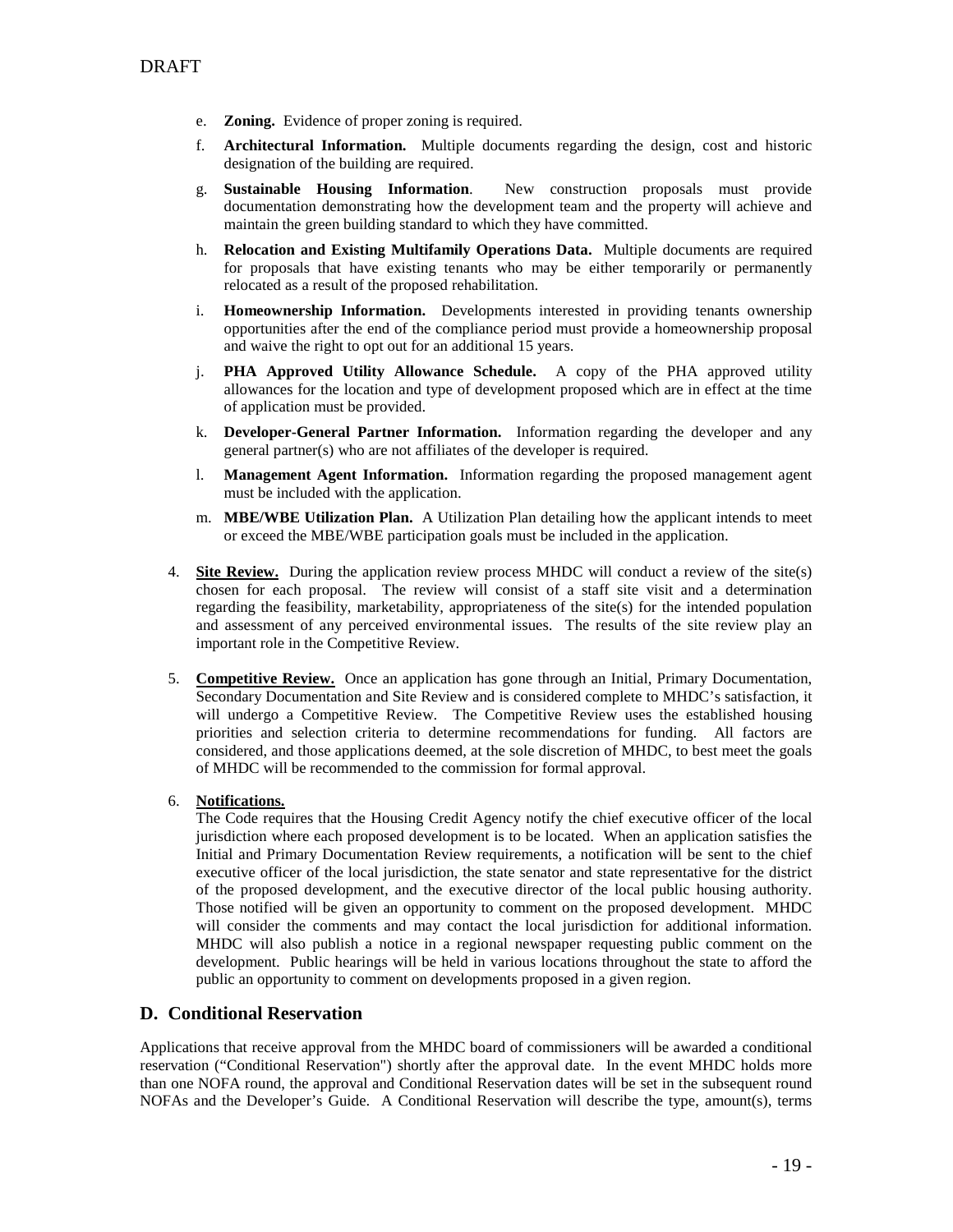e. **Zoning.** Evidence of proper zoning is required.

f. **Architectural Information.** Multiple documents regarding the design, cost and historic designation of the building are required.

g. **Sustainable Housing Information**. New construction proposals must provide documentation demonstrating how the development team and the property will achieve and maintain the green building standard to which they have committed.

h. **Relocation and Existing Multifamily Operations Data.** Multiple documents are required for proposals that have existing tenants who may be either temporarily or permanently relocated as a result of the proposed rehabilitation.

i. **Homeownership Information.** Developments interested in providing tenants ownership opportunities after the end of the compliance period must provide a homeownership proposal and waive the right to opt out for an additional 15 years.

j. **PHA Approved Utility Allowance Schedule.** A copy of the PHA approved utility allowances for the location and type of development proposed which are in effect at the time of application must be provided.

k. **Developer-General Partner Information.** Information regarding the developer and any general partner(s) who are not affiliates of the developer is required.

l. **Management Agent Information.** Information regarding the proposed management agent must be included with the application.

m. **MBE/WBE Utilization Plan.** A Utilization Plan detailing how the applicant intends to meet or exceed the MBE/WBE participation goals must be included in the application.

4. **Site Review.** During the application review process MHDC will conduct a review of the site(s) chosen for each proposal. The review will consist of a staff site visit and a determination regarding the feasibility, marketability, appropriateness of the site(s) for the intended population and assessment of any perceived environmental issues. The results of the site review play an important role in the Competitive Review.

5. **Competitive Review.** Once an application has gone through an Initial, Primary Documentation, Secondary Documentation and Site Review and is considered complete to MHDC's satisfaction, it will undergo a Competitive Review. The Competitive Review uses the established housing priorities and selection criteria to determine recommendations for funding. All factors are considered, and those applications deemed, at the sole discretion of MHDC, to best meet the goals of MHDC will be recommended to the commission for formal approval.

6. **Notifications.**
   The Code requires that the Housing Credit Agency notify the chief executive officer of the local jurisdiction where each proposed development is to be located. When an application satisfies the Initial and Primary Documentation Review requirements, a notification will be sent to the chief executive officer of the local jurisdiction, the state senator and state representative for the district of the proposed development, and the executive director of the local public housing authority. Those notified will be given an opportunity to comment on the proposed development. MHDC will consider the comments and may contact the local jurisdiction for additional information. MHDC will also publish a notice in a regional newspaper requesting public comment on the development. Public hearings will be held in various locations throughout the state to afford the public an opportunity to comment on developments proposed in a given region.

## D. Conditional Reservation

Applications that receive approval from the MHDC board of commissioners will be awarded a conditional reservation ("Conditional Reservation") shortly after the approval date. In the event MHDC holds more than one NOFA round, the approval and Conditional Reservation dates will be set in the subsequent round NOFAs and the Developer's Guide. A Conditional Reservation will describe the type, amount(s), terms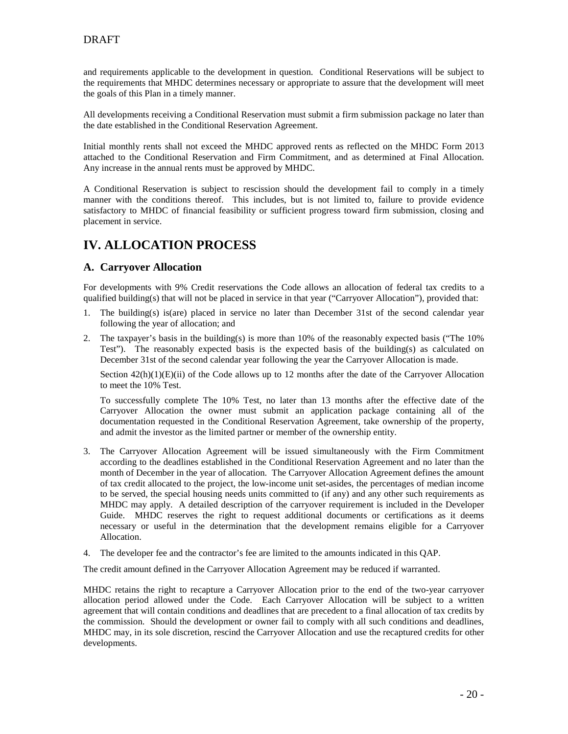and requirements applicable to the development in question. Conditional Reservations will be subject to the requirements that MHDC determines necessary or appropriate to assure that the development will meet the goals of this Plan in a timely manner.

All developments receiving a Conditional Reservation must submit a firm submission package no later than the date established in the Conditional Reservation Agreement.

Initial monthly rents shall not exceed the MHDC approved rents as reflected on the MHDC Form 2013 attached to the Conditional Reservation and Firm Commitment, and as determined at Final Allocation. Any increase in the annual rents must be approved by MHDC.

A Conditional Reservation is subject to rescission should the development fail to comply in a timely manner with the conditions thereof. This includes, but is not limited to, failure to provide evidence satisfactory to MHDC of financial feasibility or sufficient progress toward firm submission, closing and placement in service.

# IV. ALLOCATION PROCESS

## A. Carryover Allocation

For developments with 9% Credit reservations the Code allows an allocation of federal tax credits to a qualified building(s) that will not be placed in service in that year ("Carryover Allocation"), provided that:

1. The building(s) is(are) placed in service no later than December 31st of the second calendar year following the year of allocation; and
2. The taxpayer's basis in the building(s) is more than 10% of the reasonably expected basis ("The 10% Test"). The reasonably expected basis is the expected basis of the building(s) as calculated on December 31st of the second calendar year following the year the Carryover Allocation is made.

   Section 42(h)(1)(E)(ii) of the Code allows up to 12 months after the date of the Carryover Allocation to meet the 10% Test.

   To successfully complete The 10% Test, no later than 13 months after the effective date of the Carryover Allocation the owner must submit an application package containing all of the documentation requested in the Conditional Reservation Agreement, take ownership of the property, and admit the investor as the limited partner or member of the ownership entity.
3. The Carryover Allocation Agreement will be issued simultaneously with the Firm Commitment according to the deadlines established in the Conditional Reservation Agreement and no later than the month of December in the year of allocation. The Carryover Allocation Agreement defines the amount of tax credit allocated to the project, the low-income unit set-asides, the percentages of median income to be served, the special housing needs units committed to (if any) and any other such requirements as MHDC may apply. A detailed description of the carryover requirement is included in the Developer Guide. MHDC reserves the right to request additional documents or certifications as it deems necessary or useful in the determination that the development remains eligible for a Carryover Allocation.
4. The developer fee and the contractor's fee are limited to the amounts indicated in this QAP.

The credit amount defined in the Carryover Allocation Agreement may be reduced if warranted.

MHDC retains the right to recapture a Carryover Allocation prior to the end of the two-year carryover allocation period allowed under the Code. Each Carryover Allocation will be subject to a written agreement that will contain conditions and deadlines that are precedent to a final allocation of tax credits by the commission. Should the development or owner fail to comply with all such conditions and deadlines, MHDC may, in its sole discretion, rescind the Carryover Allocation and use the recaptured credits for other developments.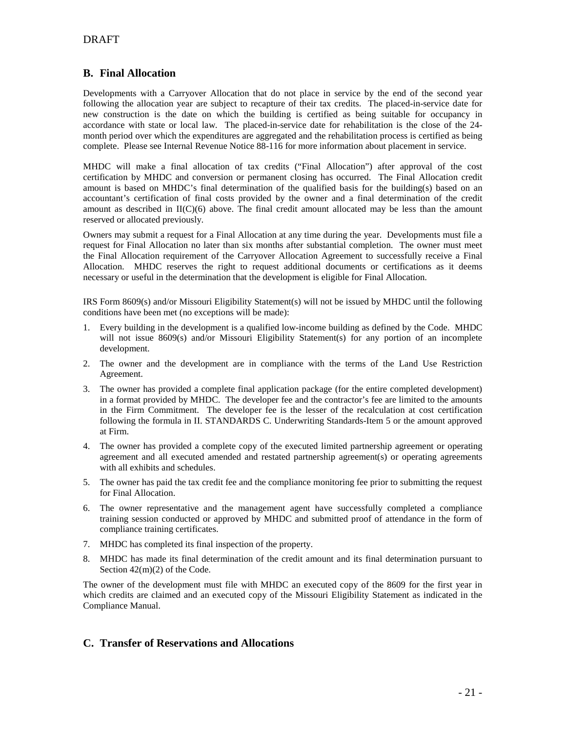DRAFT

## B. Final Allocation

Developments with a Carryover Allocation that do not place in service by the end of the second year following the allocation year are subject to recapture of their tax credits. The placed-in-service date for new construction is the date on which the building is certified as being suitable for occupancy in accordance with state or local law. The placed-in-service date for rehabilitation is the close of the 24-month period over which the expenditures are aggregated and the rehabilitation process is certified as being complete. Please see Internal Revenue Notice 88-116 for more information about placement in service.

MHDC will make a final allocation of tax credits ("Final Allocation") after approval of the cost certification by MHDC and conversion or permanent closing has occurred. The Final Allocation credit amount is based on MHDC's final determination of the qualified basis for the building(s) based on an accountant's certification of final costs provided by the owner and a final determination of the credit amount as described in II(C)(6) above. The final credit amount allocated may be less than the amount reserved or allocated previously.

Owners may submit a request for a Final Allocation at any time during the year. Developments must file a request for Final Allocation no later than six months after substantial completion. The owner must meet the Final Allocation requirement of the Carryover Allocation Agreement to successfully receive a Final Allocation. MHDC reserves the right to request additional documents or certifications as it deems necessary or useful in the determination that the development is eligible for Final Allocation.

IRS Form 8609(s) and/or Missouri Eligibility Statement(s) will not be issued by MHDC until the following conditions have been met (no exceptions will be made):

1. Every building in the development is a qualified low-income building as defined by the Code. MHDC will not issue 8609(s) and/or Missouri Eligibility Statement(s) for any portion of an incomplete development.
2. The owner and the development are in compliance with the terms of the Land Use Restriction Agreement.
3. The owner has provided a complete final application package (for the entire completed development) in a format provided by MHDC. The developer fee and the contractor's fee are limited to the amounts in the Firm Commitment. The developer fee is the lesser of the recalculation at cost certification following the formula in II. STANDARDS C. Underwriting Standards-Item 5 or the amount approved at Firm.
4. The owner has provided a complete copy of the executed limited partnership agreement or operating agreement and all executed amended and restated partnership agreement(s) or operating agreements with all exhibits and schedules.
5. The owner has paid the tax credit fee and the compliance monitoring fee prior to submitting the request for Final Allocation.
6. The owner representative and the management agent have successfully completed a compliance training session conducted or approved by MHDC and submitted proof of attendance in the form of compliance training certificates.
7. MHDC has completed its final inspection of the property.
8. MHDC has made its final determination of the credit amount and its final determination pursuant to Section 42(m)(2) of the Code.

The owner of the development must file with MHDC an executed copy of the 8609 for the first year in which credits are claimed and an executed copy of the Missouri Eligibility Statement as indicated in the Compliance Manual.

## C. Transfer of Reservations and Allocations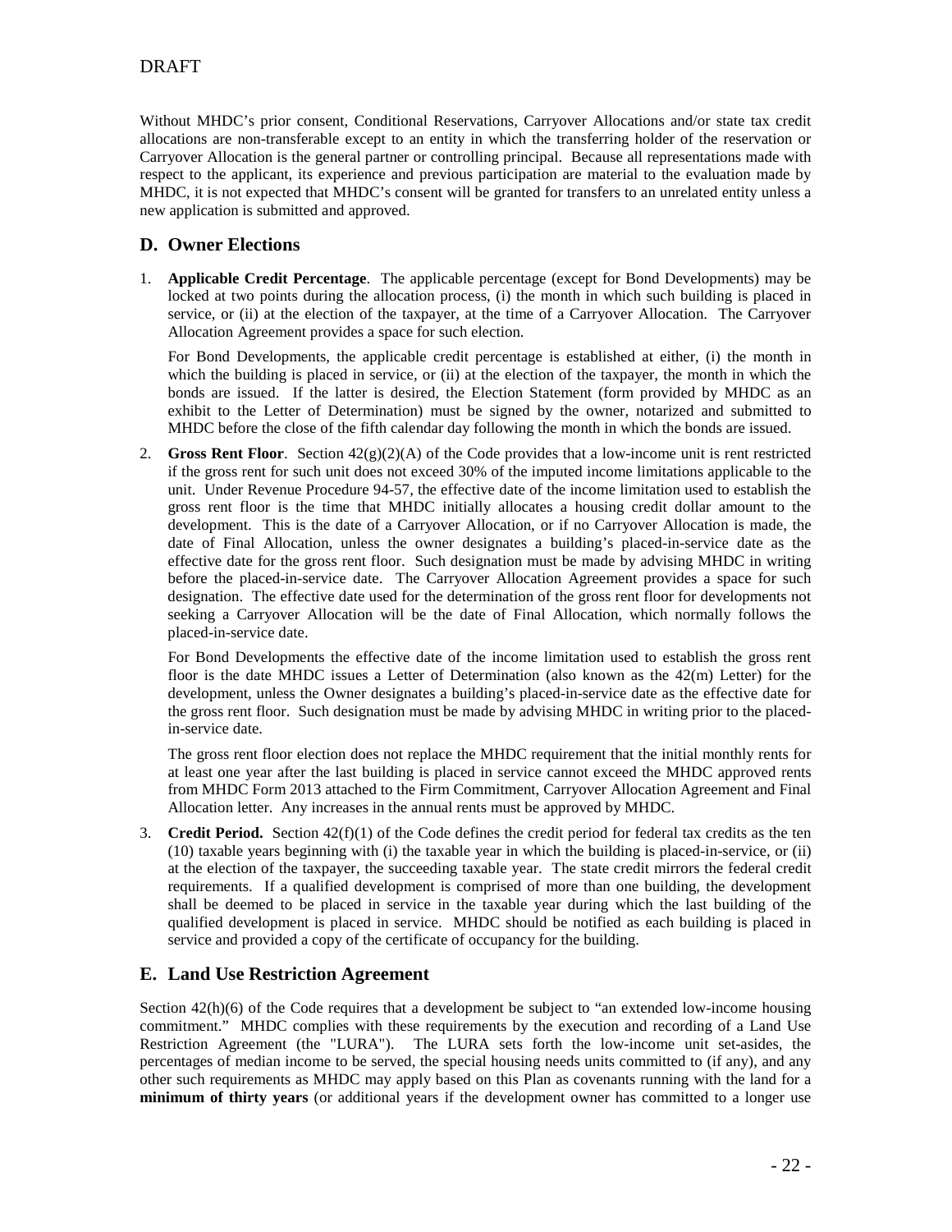Without MHDC's prior consent, Conditional Reservations, Carryover Allocations and/or state tax credit allocations are non-transferable except to an entity in which the transferring holder of the reservation or Carryover Allocation is the general partner or controlling principal. Because all representations made with respect to the applicant, its experience and previous participation are material to the evaluation made by MHDC, it is not expected that MHDC's consent will be granted for transfers to an unrelated entity unless a new application is submitted and approved.

## D. Owner Elections

1. **Applicable Credit Percentage**. The applicable percentage (except for Bond Developments) may be locked at two points during the allocation process, (i) the month in which such building is placed in service, or (ii) at the election of the taxpayer, at the time of a Carryover Allocation. The Carryover Allocation Agreement provides a space for such election.

   For Bond Developments, the applicable credit percentage is established at either, (i) the month in which the building is placed in service, or (ii) at the election of the taxpayer, the month in which the bonds are issued. If the latter is desired, the Election Statement (form provided by MHDC as an exhibit to the Letter of Determination) must be signed by the owner, notarized and submitted to MHDC before the close of the fifth calendar day following the month in which the bonds are issued.

2. **Gross Rent Floor**. Section 42(g)(2)(A) of the Code provides that a low-income unit is rent restricted if the gross rent for such unit does not exceed 30% of the imputed income limitations applicable to the unit. Under Revenue Procedure 94-57, the effective date of the income limitation used to establish the gross rent floor is the time that MHDC initially allocates a housing credit dollar amount to the development. This is the date of a Carryover Allocation, or if no Carryover Allocation is made, the date of Final Allocation, unless the owner designates a building's placed-in-service date as the effective date for the gross rent floor. Such designation must be made by advising MHDC in writing before the placed-in-service date. The Carryover Allocation Agreement provides a space for such designation. The effective date used for the determination of the gross rent floor for developments not seeking a Carryover Allocation will be the date of Final Allocation, which normally follows the placed-in-service date.

   For Bond Developments the effective date of the income limitation used to establish the gross rent floor is the date MHDC issues a Letter of Determination (also known as the 42(m) Letter) for the development, unless the Owner designates a building's placed-in-service date as the effective date for the gross rent floor. Such designation must be made by advising MHDC in writing prior to the placed-in-service date.

   The gross rent floor election does not replace the MHDC requirement that the initial monthly rents for at least one year after the last building is placed in service cannot exceed the MHDC approved rents from MHDC Form 2013 attached to the Firm Commitment, Carryover Allocation Agreement and Final Allocation letter. Any increases in the annual rents must be approved by MHDC.

3. **Credit Period.** Section 42(f)(1) of the Code defines the credit period for federal tax credits as the ten (10) taxable years beginning with (i) the taxable year in which the building is placed-in-service, or (ii) at the election of the taxpayer, the succeeding taxable year. The state credit mirrors the federal credit requirements. If a qualified development is comprised of more than one building, the development shall be deemed to be placed in service in the taxable year during which the last building of the qualified development is placed in service. MHDC should be notified as each building is placed in service and provided a copy of the certificate of occupancy for the building.

## E. Land Use Restriction Agreement

Section 42(h)(6) of the Code requires that a development be subject to "an extended low-income housing commitment." MHDC complies with these requirements by the execution and recording of a Land Use Restriction Agreement (the "LURA"). The LURA sets forth the low-income unit set-asides, the percentages of median income to be served, the special housing needs units committed to (if any), and any other such requirements as MHDC may apply based on this Plan as covenants running with the land for a **minimum of thirty years** (or additional years if the development owner has committed to a longer use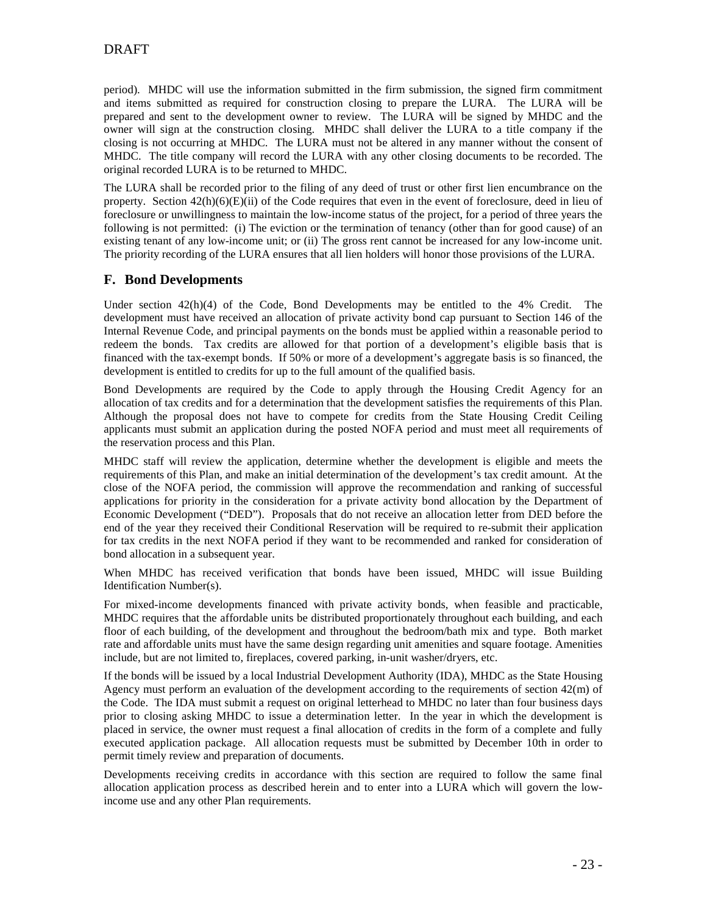period). MHDC will use the information submitted in the firm submission, the signed firm commitment and items submitted as required for construction closing to prepare the LURA. The LURA will be prepared and sent to the development owner to review. The LURA will be signed by MHDC and the owner will sign at the construction closing. MHDC shall deliver the LURA to a title company if the closing is not occurring at MHDC. The LURA must not be altered in any manner without the consent of MHDC. The title company will record the LURA with any other closing documents to be recorded. The original recorded LURA is to be returned to MHDC.

The LURA shall be recorded prior to the filing of any deed of trust or other first lien encumbrance on the property. Section 42(h)(6)(E)(ii) of the Code requires that even in the event of foreclosure, deed in lieu of foreclosure or unwillingness to maintain the low-income status of the project, for a period of three years the following is not permitted: (i) The eviction or the termination of tenancy (other than for good cause) of an existing tenant of any low-income unit; or (ii) The gross rent cannot be increased for any low-income unit. The priority recording of the LURA ensures that all lien holders will honor those provisions of the LURA.

## F. Bond Developments

Under section 42(h)(4) of the Code, Bond Developments may be entitled to the 4% Credit. The development must have received an allocation of private activity bond cap pursuant to Section 146 of the Internal Revenue Code, and principal payments on the bonds must be applied within a reasonable period to redeem the bonds. Tax credits are allowed for that portion of a development's eligible basis that is financed with the tax-exempt bonds. If 50% or more of a development's aggregate basis is so financed, the development is entitled to credits for up to the full amount of the qualified basis.

Bond Developments are required by the Code to apply through the Housing Credit Agency for an allocation of tax credits and for a determination that the development satisfies the requirements of this Plan. Although the proposal does not have to compete for credits from the State Housing Credit Ceiling applicants must submit an application during the posted NOFA period and must meet all requirements of the reservation process and this Plan.

MHDC staff will review the application, determine whether the development is eligible and meets the requirements of this Plan, and make an initial determination of the development's tax credit amount. At the close of the NOFA period, the commission will approve the recommendation and ranking of successful applications for priority in the consideration for a private activity bond allocation by the Department of Economic Development ("DED"). Proposals that do not receive an allocation letter from DED before the end of the year they received their Conditional Reservation will be required to re-submit their application for tax credits in the next NOFA period if they want to be recommended and ranked for consideration of bond allocation in a subsequent year.

When MHDC has received verification that bonds have been issued, MHDC will issue Building Identification Number(s).

For mixed-income developments financed with private activity bonds, when feasible and practicable, MHDC requires that the affordable units be distributed proportionately throughout each building, and each floor of each building, of the development and throughout the bedroom/bath mix and type. Both market rate and affordable units must have the same design regarding unit amenities and square footage. Amenities include, but are not limited to, fireplaces, covered parking, in-unit washer/dryers, etc.

If the bonds will be issued by a local Industrial Development Authority (IDA), MHDC as the State Housing Agency must perform an evaluation of the development according to the requirements of section 42(m) of the Code. The IDA must submit a request on original letterhead to MHDC no later than four business days prior to closing asking MHDC to issue a determination letter. In the year in which the development is placed in service, the owner must request a final allocation of credits in the form of a complete and fully executed application package. All allocation requests must be submitted by December 10th in order to permit timely review and preparation of documents.

Developments receiving credits in accordance with this section are required to follow the same final allocation application process as described herein and to enter into a LURA which will govern the low-income use and any other Plan requirements.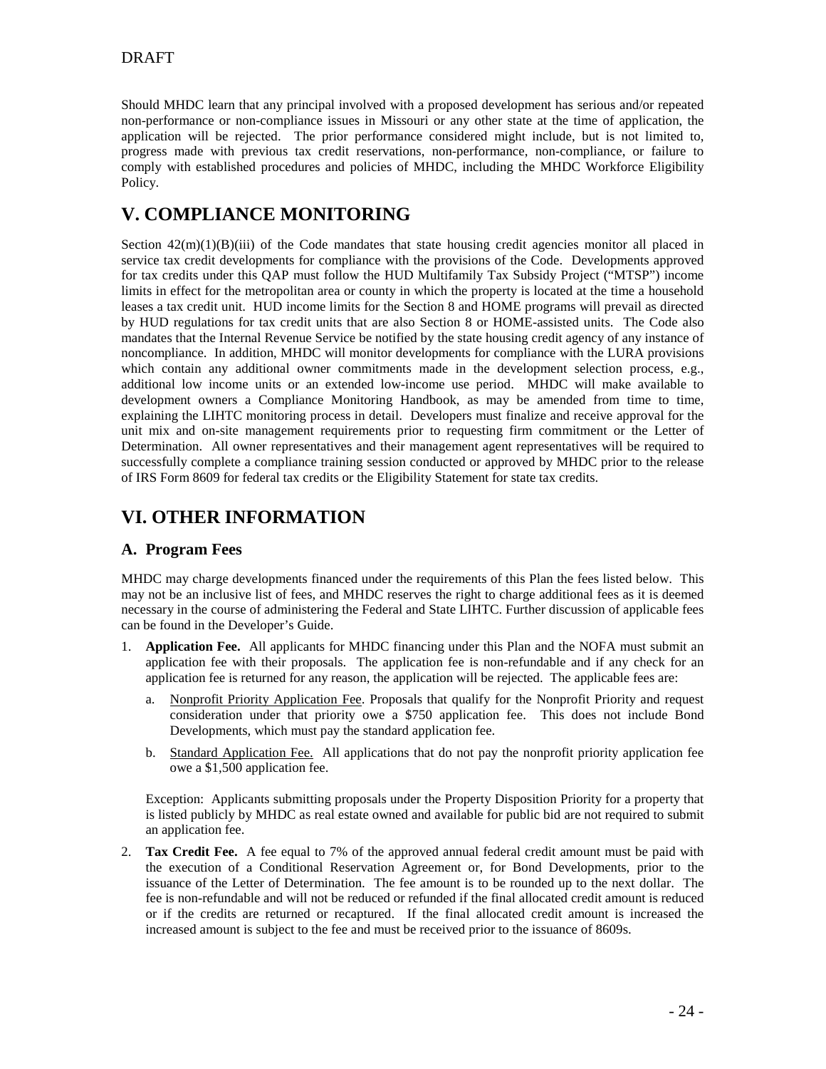DRAFT

Should MHDC learn that any principal involved with a proposed development has serious and/or repeated non-performance or non-compliance issues in Missouri or any other state at the time of application, the application will be rejected. The prior performance considered might include, but is not limited to, progress made with previous tax credit reservations, non-performance, non-compliance, or failure to comply with established procedures and policies of MHDC, including the MHDC Workforce Eligibility Policy.

# V. COMPLIANCE MONITORING

Section 42(m)(1)(B)(iii) of the Code mandates that state housing credit agencies monitor all placed in service tax credit developments for compliance with the provisions of the Code. Developments approved for tax credits under this QAP must follow the HUD Multifamily Tax Subsidy Project ("MTSP") income limits in effect for the metropolitan area or county in which the property is located at the time a household leases a tax credit unit. HUD income limits for the Section 8 and HOME programs will prevail as directed by HUD regulations for tax credit units that are also Section 8 or HOME-assisted units. The Code also mandates that the Internal Revenue Service be notified by the state housing credit agency of any instance of noncompliance. In addition, MHDC will monitor developments for compliance with the LURA provisions which contain any additional owner commitments made in the development selection process, e.g., additional low income units or an extended low-income use period. MHDC will make available to development owners a Compliance Monitoring Handbook, as may be amended from time to time, explaining the LIHTC monitoring process in detail. Developers must finalize and receive approval for the unit mix and on-site management requirements prior to requesting firm commitment or the Letter of Determination. All owner representatives and their management agent representatives will be required to successfully complete a compliance training session conducted or approved by MHDC prior to the release of IRS Form 8609 for federal tax credits or the Eligibility Statement for state tax credits.

# VI. OTHER INFORMATION

## A. Program Fees

MHDC may charge developments financed under the requirements of this Plan the fees listed below. This may not be an inclusive list of fees, and MHDC reserves the right to charge additional fees as it is deemed necessary in the course of administering the Federal and State LIHTC. Further discussion of applicable fees can be found in the Developer's Guide.

1. **Application Fee.** All applicants for MHDC financing under this Plan and the NOFA must submit an application fee with their proposals. The application fee is non-refundable and if any check for an application fee is returned for any reason, the application will be rejected. The applicable fees are:

   a. Nonprofit Priority Application Fee. Proposals that qualify for the Nonprofit Priority and request consideration under that priority owe a $750 application fee. This does not include Bond Developments, which must pay the standard application fee.

   b. Standard Application Fee. All applications that do not pay the nonprofit priority application fee owe a $1,500 application fee.

   Exception: Applicants submitting proposals under the Property Disposition Priority for a property that is listed publicly by MHDC as real estate owned and available for public bid are not required to submit an application fee.

2. **Tax Credit Fee.** A fee equal to 7% of the approved annual federal credit amount must be paid with the execution of a Conditional Reservation Agreement or, for Bond Developments, prior to the issuance of the Letter of Determination. The fee amount is to be rounded up to the next dollar. The fee is non-refundable and will not be reduced or refunded if the final allocated credit amount is reduced or if the credits are returned or recaptured. If the final allocated credit amount is increased the increased amount is subject to the fee and must be received prior to the issuance of 8609s.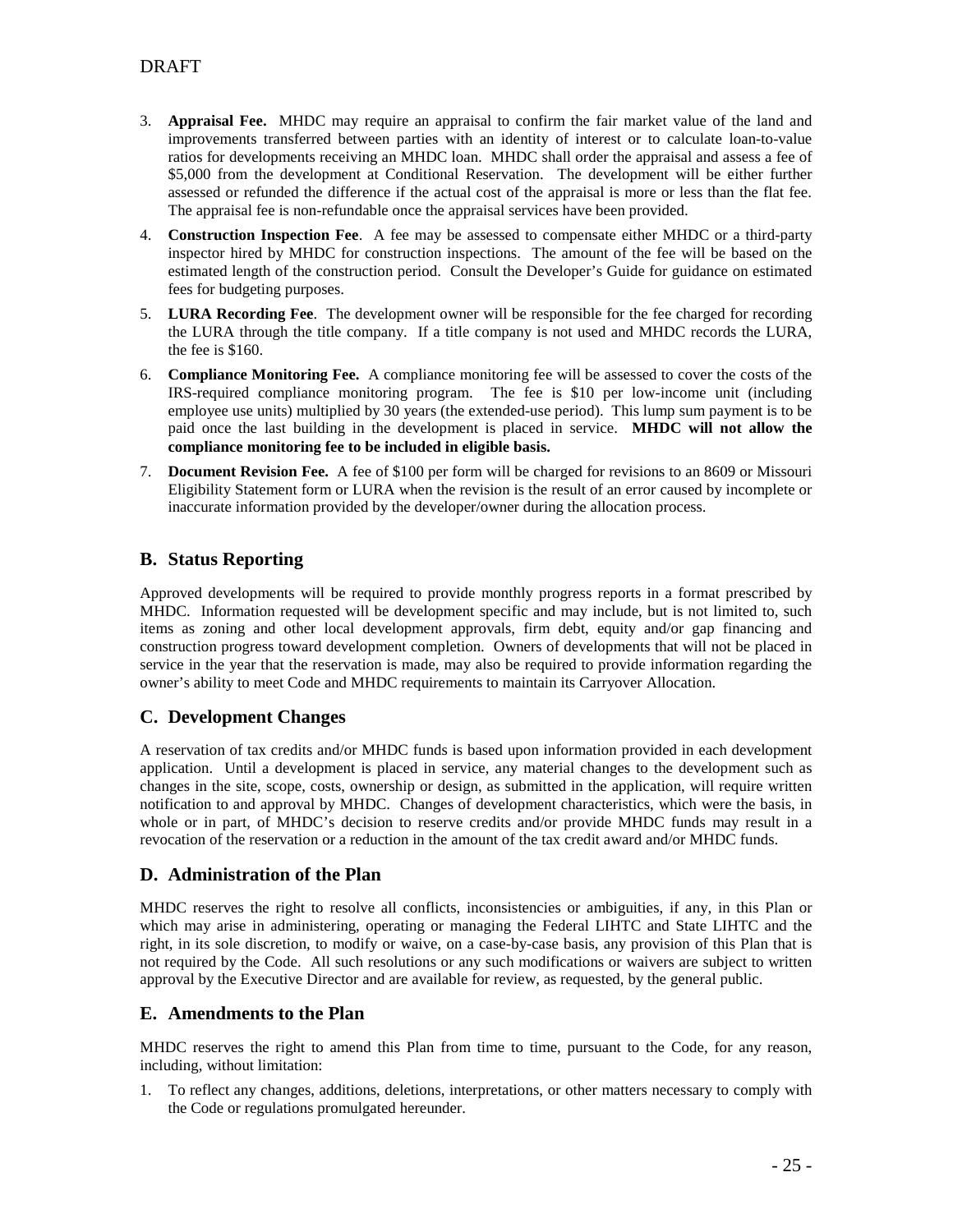DRAFT

3. **Appraisal Fee.** MHDC may require an appraisal to confirm the fair market value of the land and improvements transferred between parties with an identity of interest or to calculate loan-to-value ratios for developments receiving an MHDC loan. MHDC shall order the appraisal and assess a fee of $5,000 from the development at Conditional Reservation. The development will be either further assessed or refunded the difference if the actual cost of the appraisal is more or less than the flat fee. The appraisal fee is non-refundable once the appraisal services have been provided.

4. **Construction Inspection Fee**. A fee may be assessed to compensate either MHDC or a third-party inspector hired by MHDC for construction inspections. The amount of the fee will be based on the estimated length of the construction period. Consult the Developer's Guide for guidance on estimated fees for budgeting purposes.

5. **LURA Recording Fee**. The development owner will be responsible for the fee charged for recording the LURA through the title company. If a title company is not used and MHDC records the LURA, the fee is $160.

6. **Compliance Monitoring Fee.** A compliance monitoring fee will be assessed to cover the costs of the IRS-required compliance monitoring program. The fee is $10 per low-income unit (including employee use units) multiplied by 30 years (the extended-use period). This lump sum payment is to be paid once the last building in the development is placed in service. **MHDC will not allow the compliance monitoring fee to be included in eligible basis.**

7. **Document Revision Fee.** A fee of $100 per form will be charged for revisions to an 8609 or Missouri Eligibility Statement form or LURA when the revision is the result of an error caused by incomplete or inaccurate information provided by the developer/owner during the allocation process.

## B. Status Reporting

Approved developments will be required to provide monthly progress reports in a format prescribed by MHDC. Information requested will be development specific and may include, but is not limited to, such items as zoning and other local development approvals, firm debt, equity and/or gap financing and construction progress toward development completion. Owners of developments that will not be placed in service in the year that the reservation is made, may also be required to provide information regarding the owner's ability to meet Code and MHDC requirements to maintain its Carryover Allocation.

## C. Development Changes

A reservation of tax credits and/or MHDC funds is based upon information provided in each development application. Until a development is placed in service, any material changes to the development such as changes in the site, scope, costs, ownership or design, as submitted in the application, will require written notification to and approval by MHDC. Changes of development characteristics, which were the basis, in whole or in part, of MHDC's decision to reserve credits and/or provide MHDC funds may result in a revocation of the reservation or a reduction in the amount of the tax credit award and/or MHDC funds.

## D. Administration of the Plan

MHDC reserves the right to resolve all conflicts, inconsistencies or ambiguities, if any, in this Plan or which may arise in administering, operating or managing the Federal LIHTC and State LIHTC and the right, in its sole discretion, to modify or waive, on a case-by-case basis, any provision of this Plan that is not required by the Code. All such resolutions or any such modifications or waivers are subject to written approval by the Executive Director and are available for review, as requested, by the general public.

## E. Amendments to the Plan

MHDC reserves the right to amend this Plan from time to time, pursuant to the Code, for any reason, including, without limitation:

1. To reflect any changes, additions, deletions, interpretations, or other matters necessary to comply with the Code or regulations promulgated hereunder.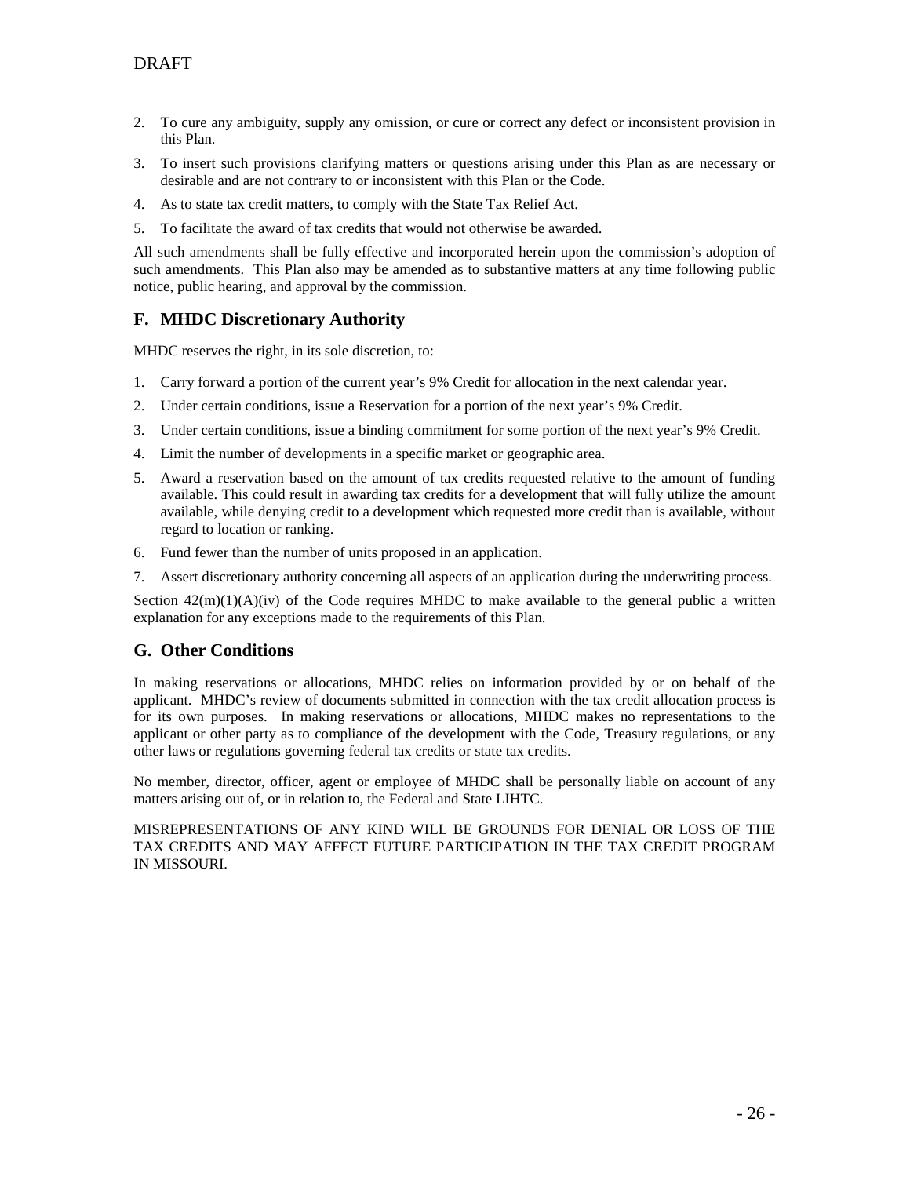2. To cure any ambiguity, supply any omission, or cure or correct any defect or inconsistent provision in this Plan.
3. To insert such provisions clarifying matters or questions arising under this Plan as are necessary or desirable and are not contrary to or inconsistent with this Plan or the Code.
4. As to state tax credit matters, to comply with the State Tax Relief Act.
5. To facilitate the award of tax credits that would not otherwise be awarded.

All such amendments shall be fully effective and incorporated herein upon the commission's adoption of such amendments. This Plan also may be amended as to substantive matters at any time following public notice, public hearing, and approval by the commission.

## F. MHDC Discretionary Authority

MHDC reserves the right, in its sole discretion, to:

1. Carry forward a portion of the current year's 9% Credit for allocation in the next calendar year.
2. Under certain conditions, issue a Reservation for a portion of the next year's 9% Credit.
3. Under certain conditions, issue a binding commitment for some portion of the next year's 9% Credit.
4. Limit the number of developments in a specific market or geographic area.
5. Award a reservation based on the amount of tax credits requested relative to the amount of funding available. This could result in awarding tax credits for a development that will fully utilize the amount available, while denying credit to a development which requested more credit than is available, without regard to location or ranking.
6. Fund fewer than the number of units proposed in an application.
7. Assert discretionary authority concerning all aspects of an application during the underwriting process.

Section 42(m)(1)(A)(iv) of the Code requires MHDC to make available to the general public a written explanation for any exceptions made to the requirements of this Plan.

## G. Other Conditions

In making reservations or allocations, MHDC relies on information provided by or on behalf of the applicant. MHDC's review of documents submitted in connection with the tax credit allocation process is for its own purposes. In making reservations or allocations, MHDC makes no representations to the applicant or other party as to compliance of the development with the Code, Treasury regulations, or any other laws or regulations governing federal tax credits or state tax credits.

No member, director, officer, agent or employee of MHDC shall be personally liable on account of any matters arising out of, or in relation to, the Federal and State LIHTC.

MISREPRESENTATIONS OF ANY KIND WILL BE GROUNDS FOR DENIAL OR LOSS OF THE TAX CREDITS AND MAY AFFECT FUTURE PARTICIPATION IN THE TAX CREDIT PROGRAM IN MISSOURI.